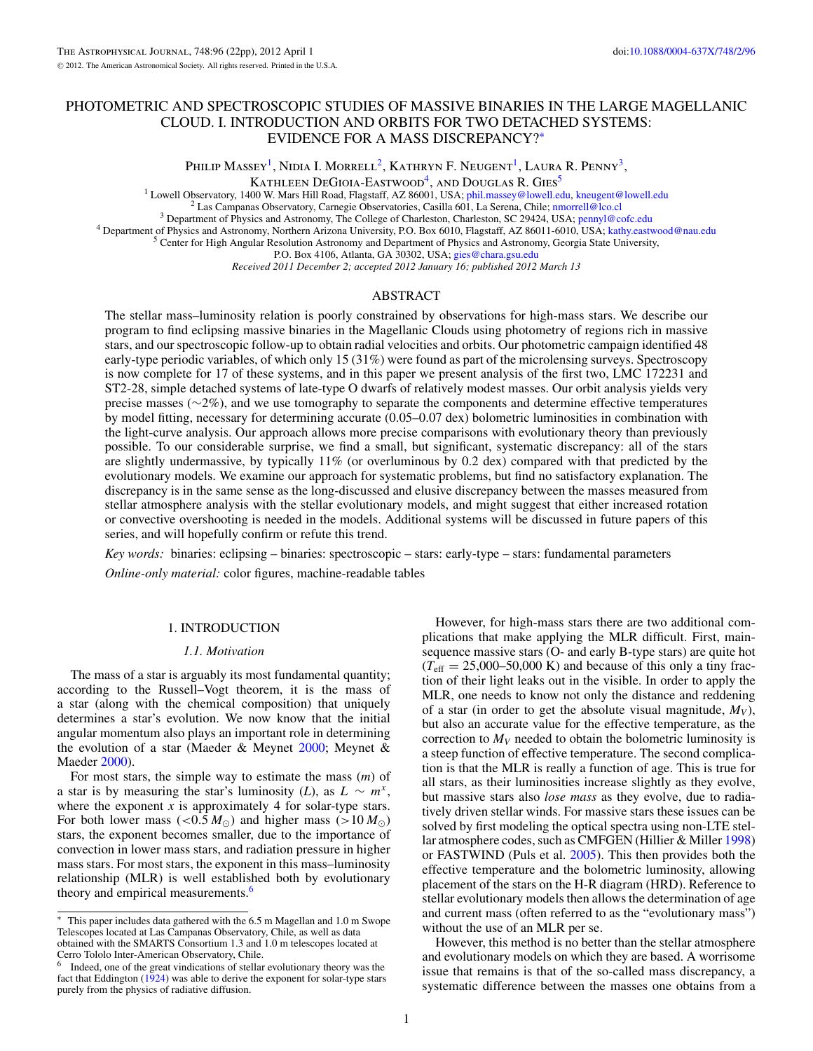# PHOTOMETRIC AND SPECTROSCOPIC STUDIES OF MASSIVE BINARIES IN THE LARGE MAGELLANIC CLOUD. I. INTRODUCTION AND ORBITS FOR TWO DETACHED SYSTEMS: EVIDENCE FOR A MASS DISCREPANCY?*

Philip Massey[1], Nidia I. Morrell[2], Kathryn F. Neugent[1], Laura R. Penny[3], Kathleen DeGioia-Eastwood[4], and Douglas R. Gies[5]

[1] Lowell Observatory, 1400 W. Mars Hill Road, Flagstaff, AZ 86001, USA; phil.massey@lowell.edu, kneugent@lowell.edu

[2] Las Campanas Observatory, Carnegie Observatories, Casilla 601, La Serena, Chile; nmorrell@lco.cl

[3] Department of Physics and Astronomy, The College of Charleston, Charleston, SC 29424, USA; pennyl@cofc.edu

[4] Department of Physics and Astronomy, Northern Arizona University, P.O. Box 6010, Flagstaff, AZ 86011-6010, USA; kathy.eastwood@nau.edu

[5] Center for High Angular Resolution Astronomy and Department of Physics and Astronomy, Georgia State University, P.O. Box 4106, Atlanta, GA 30302, USA; gies@chara.gsu.edu

*Received 2011 December 2; accepted 2012 January 16; published 2012 March 13*

## ABSTRACT

The stellar mass–luminosity relation is poorly constrained by observations for high-mass stars. We describe our program to find eclipsing massive binaries in the Magellanic Clouds using photometry of regions rich in massive stars, and our spectroscopic follow-up to obtain radial velocities and orbits. Our photometric campaign identified 48 early-type periodic variables, of which only 15 (31%) were found as part of the microlensing surveys. Spectroscopy is now complete for 17 of these systems, and in this paper we present analysis of the first two, LMC 172231 and ST2-28, simple detached systems of late-type O dwarfs of relatively modest masses. Our orbit analysis yields very precise masses (∼2%), and we use tomography to separate the components and determine effective temperatures by model fitting, necessary for determining accurate (0.05–0.07 dex) bolometric luminosities in combination with the light-curve analysis. Our approach allows more precise comparisons with evolutionary theory than previously possible. To our considerable surprise, we find a small, but significant, systematic discrepancy: all of the stars are slightly undermassive, by typically 11% (or overluminous by 0.2 dex) compared with that predicted by the evolutionary models. We examine our approach for systematic problems, but find no satisfactory explanation. The discrepancy is in the same sense as the long-discussed and elusive discrepancy between the masses measured from stellar atmosphere analysis with the stellar evolutionary models, and might suggest that either increased rotation or convective overshooting is needed in the models. Additional systems will be discussed in future papers of this series, and will hopefully confirm or refute this trend.

*Key words:* binaries: eclipsing – binaries: spectroscopic – stars: early-type – stars: fundamental parameters

*Online-only material:* color figures, machine-readable tables

## 1. INTRODUCTION

### 1.1. Motivation

The mass of a star is arguably its most fundamental quantity; according to the Russell–Vogt theorem, it is the mass of a star (along with the chemical composition) that uniquely determines a star's evolution. We now know that the initial angular momentum also plays an important role in determining the evolution of a star (Maeder & Meynet 2000; Meynet & Maeder 2000).

For most stars, the simple way to estimate the mass ($m$) of a star is by measuring the star's luminosity ($L$), as $L \sim m^x$, where the exponent $x$ is approximately 4 for solar-type stars. For both lower mass ($<0.5\,M_\odot$) and higher mass ($>10\,M_\odot$) stars, the exponent becomes smaller, due to the importance of convection in lower mass stars, and radiation pressure in higher mass stars. For most stars, the exponent in this mass–luminosity relationship (MLR) is well established both by evolutionary theory and empirical measurements.[6]

However, for high-mass stars there are two additional complications that make applying the MLR difficult. First, main-sequence massive stars (O- and early B-type stars) are quite hot ($T_{\rm eff}$ = 25,000–50,000 K) and because of this only a tiny fraction of their light leaks out in the visible. In order to apply the MLR, one needs to know not only the distance and reddening of a star (in order to get the absolute visual magnitude, $M_V$), but also an accurate value for the effective temperature, as the correction to $M_V$ needed to obtain the bolometric luminosity is a steep function of effective temperature. The second complication is that the MLR is really a function of age. This is true for all stars, as their luminosities increase slightly as they evolve, but massive stars also *lose mass* as they evolve, due to radiatively driven stellar winds. For massive stars these issues can be solved by first modeling the optical spectra using non-LTE stellar atmosphere codes, such as CMFGEN (Hillier & Miller 1998) or FASTWIND (Puls et al. 2005). This then provides both the effective temperature and the bolometric luminosity, allowing placement of the stars on the H-R diagram (HRD). Reference to stellar evolutionary models then allows the determination of age and current mass (often referred to as the "evolutionary mass") without the use of an MLR per se.

However, this method is no better than the stellar atmosphere and evolutionary models on which they are based. A worrisome issue that remains is that of the so-called mass discrepancy, a systematic difference between the masses one obtains from a

---

* This paper includes data gathered with the 6.5 m Magellan and 1.0 m Swope Telescopes located at Las Campanas Observatory, Chile, as well as data obtained with the SMARTS Consortium 1.3 and 1.0 m telescopes located at Cerro Tololo Inter-American Observatory, Chile.

[6] Indeed, one of the great vindications of stellar evolutionary theory was the fact that Eddington (1924) was able to derive the exponent for solar-type stars purely from the physics of radiative diffusion.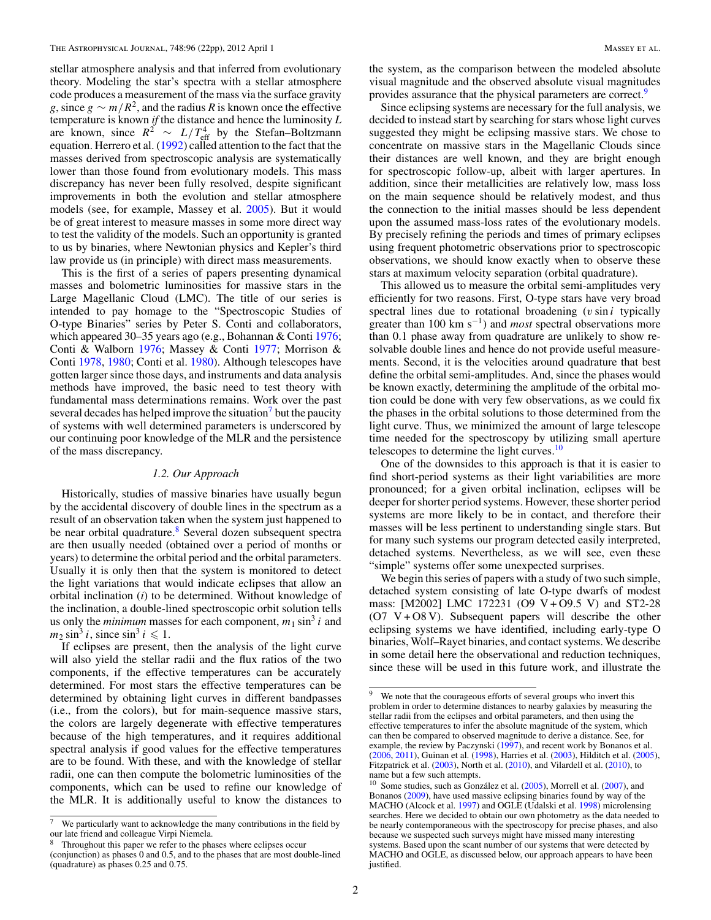stellar atmosphere analysis and that inferred from evolutionary theory. Modeling the star's spectra with a stellar atmosphere code produces a measurement of the mass via the surface gravity $g$, since $g \sim m/R^2$, and the radius $R$ is known once the effective temperature is known *if* the distance and hence the luminosity $L$ are known, since $R^2 \sim L/T_{\rm eff}^4$ by the Stefan–Boltzmann equation. Herrero et al. (1992) called attention to the fact that the masses derived from spectroscopic analysis are systematically lower than those found from evolutionary models. This mass discrepancy has never been fully resolved, despite significant improvements in both the evolution and stellar atmosphere models (see, for example, Massey et al. 2005). But it would be of great interest to measure masses in some more direct way to test the validity of the models. Such an opportunity is granted to us by binaries, where Newtonian physics and Kepler's third law provide us (in principle) with direct mass measurements.

This is the first of a series of papers presenting dynamical masses and bolometric luminosities for massive stars in the Large Magellanic Cloud (LMC). The title of our series is intended to pay homage to the "Spectroscopic Studies of O-type Binaries" series by Peter S. Conti and collaborators, which appeared 30–35 years ago (e.g., Bohannan & Conti 1976; Conti & Walborn 1976; Massey & Conti 1977; Morrison & Conti 1978, 1980; Conti et al. 1980). Although telescopes have gotten larger since those days, and instruments and data analysis methods have improved, the basic need to test theory with fundamental mass determinations remains. Work over the past several decades has helped improve the situation[7] but the paucity of systems with well determined parameters is underscored by our continuing poor knowledge of the MLR and the persistence of the mass discrepancy.

### 1.2. Our Approach

Historically, studies of massive binaries have usually begun by the accidental discovery of double lines in the spectrum as a result of an observation taken when the system just happened to be near orbital quadrature.[8] Several dozen subsequent spectra are then usually needed (obtained over a period of months or years) to determine the orbital period and the orbital parameters. Usually it is only then that the system is monitored to detect the light variations that would indicate eclipses that allow an orbital inclination ($i$) to be determined. Without knowledge of the inclination, a double-lined spectroscopic orbit solution tells us only the *minimum* masses for each component, $m_1 \sin^3 i$ and $m_2 \sin^3 i$, since $\sin^3 i \leqslant 1$.

If eclipses are present, then the analysis of the light curve will also yield the stellar radii and the flux ratios of the two components, if the effective temperatures can be accurately determined. For most stars the effective temperatures can be determined by obtaining light curves in different bandpasses (i.e., from the colors), but for main-sequence massive stars, the colors are largely degenerate with effective temperatures because of the high temperatures, and it requires additional spectral analysis if good values for the effective temperatures are to be found. With these, and with the knowledge of stellar radii, one can then compute the bolometric luminosities of the components, which can be used to refine our knowledge of the MLR. It is additionally useful to know the distances to the system, as the comparison between the modeled absolute visual magnitude and the observed absolute visual magnitudes provides assurance that the physical parameters are correct.[9]

Since eclipsing systems are necessary for the full analysis, we decided to instead start by searching for stars whose light curves suggested they might be eclipsing massive stars. We chose to concentrate on massive stars in the Magellanic Clouds since their distances are well known, and they are bright enough for spectroscopic follow-up, albeit with larger apertures. In addition, since their metallicities are relatively low, mass loss on the main sequence should be relatively modest, and thus the connection to the initial masses should be less dependent upon the assumed mass-loss rates of the evolutionary models. By precisely refining the periods and times of primary eclipses using frequent photometric observations prior to spectroscopic observations, we should know exactly when to observe these stars at maximum velocity separation (orbital quadrature).

This allowed us to measure the orbital semi-amplitudes very efficiently for two reasons. First, O-type stars have very broad spectral lines due to rotational broadening ($v \sin i$ typically greater than 100 km s$^{-1}$) and *most* spectral observations more than 0.1 phase away from quadrature are unlikely to show resolvable double lines and hence do not provide useful measurements. Second, it is the velocities around quadrature that best define the orbital semi-amplitudes. And, since the phases would be known exactly, determining the amplitude of the orbital motion could be done with very few observations, as we could fix the phases in the orbital solutions to those determined from the light curve. Thus, we minimized the amount of large telescope time needed for the spectroscopy by utilizing small aperture telescopes to determine the light curves.[10]

One of the downsides to this approach is that it is easier to find short-period systems as their light variabilities are more pronounced; for a given orbital inclination, eclipses will be deeper for shorter period systems. However, these shorter period systems are more likely to be in contact, and therefore their masses will be less pertinent to understanding single stars. But for many such systems our program detected easily interpreted, detached systems. Nevertheless, as we will see, even these "simple" systems offer some unexpected surprises.

We begin this series of papers with a study of two such simple, detached system consisting of late O-type dwarfs of modest mass: [M2002] LMC 172231 (O9 V + O9.5 V) and ST2-28 (O7 V + O8 V). Subsequent papers will describe the other eclipsing systems we have identified, including early-type O binaries, Wolf–Rayet binaries, and contact systems. We describe in some detail here the observational and reduction techniques, since these will be used in this future work, and illustrate the

---

[7] We particularly want to acknowledge the many contributions in the field by our late friend and colleague Virpi Niemela.

[8] Throughout this paper we refer to the phases where eclipses occur (conjunction) as phases 0 and 0.5, and to the phases that are most double-lined (quadrature) as phases 0.25 and 0.75.

[9] We note that the courageous efforts of several groups who invert this problem in order to determine distances to nearby galaxies by measuring the stellar radii from the eclipses and orbital parameters, and then using the effective temperatures to infer the absolute magnitude of the system, which can then be compared to observed magnitude to derive a distance. See, for example, the review by Paczynski (1997), and recent work by Bonanos et al. (2006, 2011), Guinan et al. (1998), Harries et al. (2003), Hilditch et al. (2005), Fitzpatrick et al. (2003), North et al. (2010), and Vilardell et al. (2010), to name but a few such attempts.

[10] Some studies, such as González et al. (2005), Morrell et al. (2007), and Bonanos (2009), have used massive eclipsing binaries found by way of the MACHO (Alcock et al. 1997) and OGLE (Udalski et al. 1998) microlensing searches. Here we decided to obtain our own photometry as the data needed to be nearly contemporaneous with the spectroscopy for precise phases, and also because we suspected such surveys might have missed many interesting systems. Based upon the scant number of our systems that were detected by MACHO and OGLE, as discussed below, our approach appears to have been justified.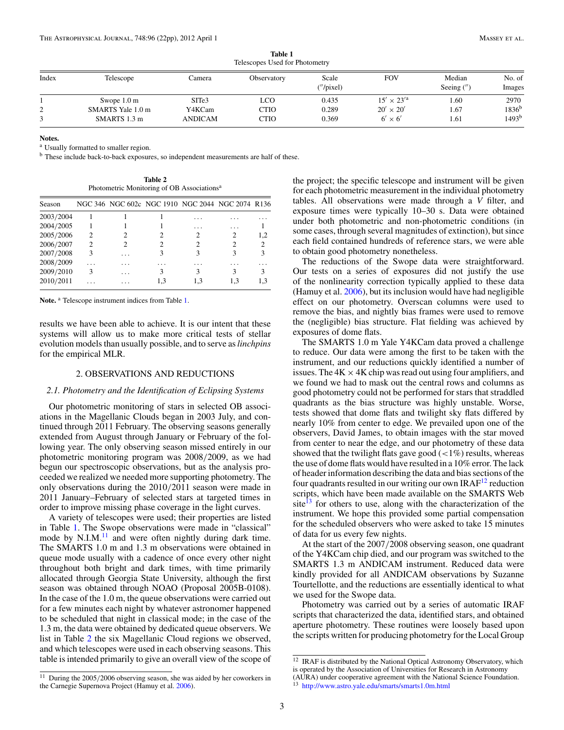**Table 1**
Telescopes Used for Photometry

| Index | Telescope | Camera | Observatory | Scale (″/pixel) | FOV | Median Seeing (″) | No. of Images |
|---|---|---|---|---|---|---|---|
| 1 | Swope 1.0 m | SITe3 | LCO | 0.435 | $15' \times 23'$[a] | 1.60 | 2970 |
| 2 | SMARTS Yale 1.0 m | Y4KCam | CTIO | 0.289 | $20' \times 20'$ | 1.67 | 1836[b] |
| 3 | SMARTS 1.3 m | ANDICAM | CTIO | 0.369 | $6' \times 6'$ | 1.61 | 1493[b] |

**Notes.**
[a] Usually formatted to smaller region.
[b] These include back-to-back exposures, so independent measurements are half of these.

**Table 2**
Photometric Monitoring of OB Associations[a]

| Season | NGC 346 | NGC 602c | NGC 1910 | NGC 2044 | NGC 2074 | R136 |
|---|---|---|---|---|---|---|
| 2003/2004 | 1 | 1 | 1 | ... | ... | ... |
| 2004/2005 | 1 | 1 | 1 | ... | ... | 1 |
| 2005/2006 | 2 | 2 | 2 | 2 | 2 | 1,2 |
| 2006/2007 | 2 | 2 | 2 | 2 | 2 | 2 |
| 2007/2008 | 3 | ... | 3 | 3 | 3 | 3 |
| 2008/2009 | ... | ... | ... | ... | ... | ... |
| 2009/2010 | 3 | ... | 3 | 3 | 3 | 3 |
| 2010/2011 | ... | ... | 1,3 | 1,3 | 1,3 | 1,3 |

**Note.** [a] Telescope instrument indices from Table 1.

results we have been able to achieve. It is our intent that these systems will allow us to make more critical tests of stellar evolution models than usually possible, and to serve as *linchpins* for the empirical MLR.

## 2. OBSERVATIONS AND REDUCTIONS

### *2.1. Photometry and the Identification of Eclipsing Systems*

Our photometric monitoring of stars in selected OB associations in the Magellanic Clouds began in 2003 July, and continued through 2011 February. The observing seasons generally extended from August through January or February of the following year. The only observing season missed entirely in our photometric monitoring program was 2008/2009, as we had begun our spectroscopic observations, but as the analysis proceeded we realized we needed more supporting photometry. The only observations during the 2010/2011 season were made in 2011 January–February of selected stars at targeted times in order to improve missing phase coverage in the light curves.

A variety of telescopes were used; their properties are listed in Table 1. The Swope observations were made in "classical" mode by N.I.M.[11] and were often nightly during dark time. The SMARTS 1.0 m and 1.3 m observations were obtained in queue mode usually with a cadence of once every other night throughout both bright and dark times, with time primarily allocated through Georgia State University, although the first season was obtained through NOAO (Proposal 2005B-0108). In the case of the 1.0 m, the queue observations were carried out for a few minutes each night by whatever astronomer happened to be scheduled that night in classical mode; in the case of the 1.3 m, the data were obtained by dedicated queue observers. We list in Table 2 the six Magellanic Cloud regions we observed, and which telescopes were used in each observing seasons. This table is intended primarily to give an overall view of the scope of the project; the specific telescope and instrument will be given for each photometric measurement in the individual photometry tables. All observations were made through a $V$ filter, and exposure times were typically 10–30 s. Data were obtained under both photometric and non-photometric conditions (in some cases, through several magnitudes of extinction), but since each field contained hundreds of reference stars, we were able to obtain good photometry nonetheless.

The reductions of the Swope data were straightforward. Our tests on a series of exposures did not justify the use of the nonlinearity correction typically applied to these data (Hamuy et al. 2006), but its inclusion would have had negligible effect on our photometry. Overscan columns were used to remove the bias, and nightly bias frames were used to remove the (negligible) bias structure. Flat fielding was achieved by exposures of dome flats.

The SMARTS 1.0 m Yale Y4KCam data proved a challenge to reduce. Our data were among the first to be taken with the instrument, and our reductions quickly identified a number of issues. The $4K \times 4K$ chip was read out using four amplifiers, and we found we had to mask out the central rows and columns as good photometry could not be performed for stars that straddled quadrants as the bias structure was highly unstable. Worse, tests showed that dome flats and twilight sky flats differed by nearly 10% from center to edge. We prevailed upon one of the observers, David James, to obtain images with the star moved from center to near the edge, and our photometry of these data showed that the twilight flats gave good ($<$1%) results, whereas the use of dome flats would have resulted in a 10% error. The lack of header information describing the data and bias sections of the four quadrants resulted in our writing our own IRAF[12] reduction scripts, which have been made available on the SMARTS Web site[13] for others to use, along with the characterization of the instrument. We hope this provided some partial compensation for the scheduled observers who were asked to take 15 minutes of data for us every few nights.

At the start of the 2007/2008 observing season, one quadrant of the Y4KCam chip died, and our program was switched to the SMARTS 1.3 m ANDICAM instrument. Reduced data were kindly provided for all ANDICAM observations by Suzanne Tourtellotte, and the reductions are essentially identical to what we used for the Swope data.

Photometry was carried out by a series of automatic IRAF scripts that characterized the data, identified stars, and obtained aperture photometry. These routines were loosely based upon the scripts written for producing photometry for the Local Group

---

[11] During the 2005/2006 observing season, she was aided by her coworkers in the Carnegie Supernova Project (Hamuy et al. 2006).

[12] IRAF is distributed by the National Optical Astronomy Observatory, which is operated by the Association of Universities for Research in Astronomy (AURA) under cooperative agreement with the National Science Foundation.

[13] http://www.astro.yale.edu/smarts/smarts1.0m.html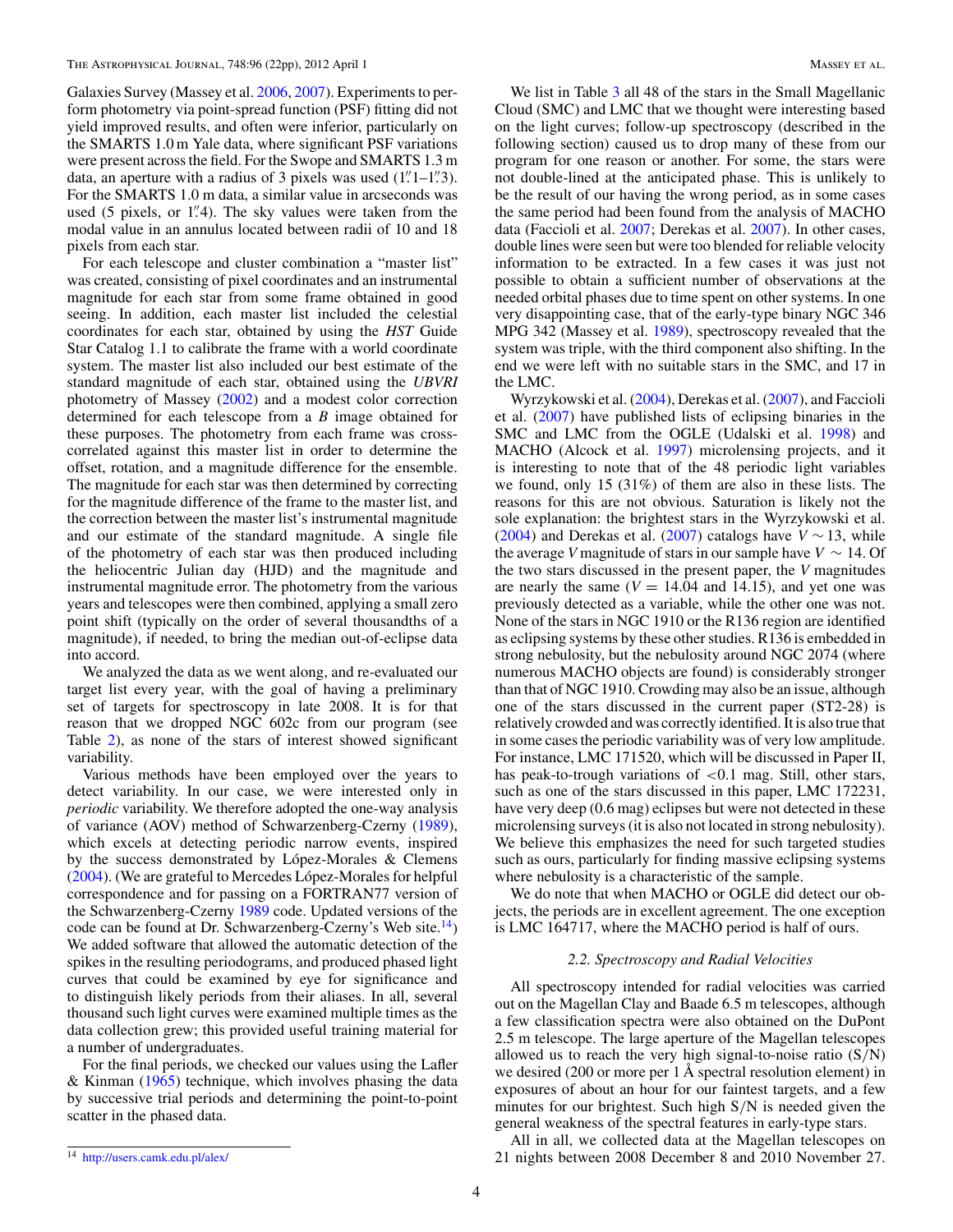Galaxies Survey (Massey et al. 2006, 2007). Experiments to perform photometry via point-spread function (PSF) fitting did not yield improved results, and often were inferior, particularly on the SMARTS 1.0 m Yale data, where significant PSF variations were present across the field. For the Swope and SMARTS 1.3 m data, an aperture with a radius of 3 pixels was used (1″.1–1″.3). For the SMARTS 1.0 m data, a similar value in arcseconds was used (5 pixels, or 1″.4). The sky values were taken from the modal value in an annulus located between radii of 10 and 18 pixels from each star.

For each telescope and cluster combination a "master list" was created, consisting of pixel coordinates and an instrumental magnitude for each star from some frame obtained in good seeing. In addition, each master list included the celestial coordinates for each star, obtained by using the *HST* Guide Star Catalog 1.1 to calibrate the frame with a world coordinate system. The master list also included our best estimate of the standard magnitude of each star, obtained using the *UBVRI* photometry of Massey (2002) and a modest color correction determined for each telescope from a *B* image obtained for these purposes. The photometry from each frame was cross-correlated against this master list in order to determine the offset, rotation, and a magnitude difference for the ensemble. The magnitude for each star was then determined by correcting for the magnitude difference of the frame to the master list, and the correction between the master list's instrumental magnitude and our estimate of the standard magnitude. A single file of the photometry of each star was then produced including the heliocentric Julian day (HJD) and the magnitude and instrumental magnitude error. The photometry from the various years and telescopes were then combined, applying a small zero point shift (typically on the order of several thousandths of a magnitude), if needed, to bring the median out-of-eclipse data into accord.

We analyzed the data as we went along, and re-evaluated our target list every year, with the goal of having a preliminary set of targets for spectroscopy in late 2008. It is for that reason that we dropped NGC 602c from our program (see Table 2), as none of the stars of interest showed significant variability.

Various methods have been employed over the years to detect variability. In our case, we were interested only in *periodic* variability. We therefore adopted the one-way analysis of variance (AOV) method of Schwarzenberg-Czerny (1989), which excels at detecting periodic narrow events, inspired by the success demonstrated by López-Morales & Clemens (2004). (We are grateful to Mercedes López-Morales for helpful correspondence and for passing on a FORTRAN77 version of the Schwarzenberg-Czerny 1989 code. Updated versions of the code can be found at Dr. Schwarzenberg-Czerny's Web site.[14]) We added software that allowed the automatic detection of the spikes in the resulting periodograms, and produced phased light curves that could be examined by eye for significance and to distinguish likely periods from their aliases. In all, several thousand such light curves were examined multiple times as the data collection grew; this provided useful training material for a number of undergraduates.

For the final periods, we checked our values using the Lafler & Kinman (1965) technique, which involves phasing the data by successive trial periods and determining the point-to-point scatter in the phased data.

[14] http://users.camk.edu.pl/alex/

We list in Table 3 all 48 of the stars in the Small Magellanic Cloud (SMC) and LMC that we thought were interesting based on the light curves; follow-up spectroscopy (described in the following section) caused us to drop many of these from our program for one reason or another. For some, the stars were not double-lined at the anticipated phase. This is unlikely to be the result of our having the wrong period, as in some cases the same period had been found from the analysis of MACHO data (Faccioli et al. 2007; Derekas et al. 2007). In other cases, double lines were seen but were too blended for reliable velocity information to be extracted. In a few cases it was just not possible to obtain a sufficient number of observations at the needed orbital phases due to time spent on other systems. In one very disappointing case, that of the early-type binary NGC 346 MPG 342 (Massey et al. 1989), spectroscopy revealed that the system was triple, with the third component also shifting. In the end we were left with no suitable stars in the SMC, and 17 in the LMC.

Wyrzykowski et al. (2004), Derekas et al. (2007), and Faccioli et al. (2007) have published lists of eclipsing binaries in the SMC and LMC from the OGLE (Udalski et al. 1998) and MACHO (Alcock et al. 1997) microlensing projects, and it is interesting to note that of the 48 periodic light variables we found, only 15 (31%) of them are also in these lists. The reasons for this are not obvious. Saturation is likely not the sole explanation: the brightest stars in the Wyrzykowski et al. (2004) and Derekas et al. (2007) catalogs have $V \sim 13$, while the average $V$ magnitude of stars in our sample have $V \sim 14$. Of the two stars discussed in the present paper, the $V$ magnitudes are nearly the same ($V = 14.04$ and 14.15), and yet one was previously detected as a variable, while the other one was not. None of the stars in NGC 1910 or the R136 region are identified as eclipsing systems by these other studies. R136 is embedded in strong nebulosity, but the nebulosity around NGC 2074 (where numerous MACHO objects are found) is considerably stronger than that of NGC 1910. Crowding may also be an issue, although one of the stars discussed in the current paper (ST2-28) is relatively crowded and was correctly identified. It is also true that in some cases the periodic variability was of very low amplitude. For instance, LMC 171520, which will be discussed in Paper II, has peak-to-trough variations of <0.1 mag. Still, other stars, such as one of the stars discussed in this paper, LMC 172231, have very deep (0.6 mag) eclipses but were not detected in these microlensing surveys (it is also not located in strong nebulosity). We believe this emphasizes the need for such targeted studies such as ours, particularly for finding massive eclipsing systems where nebulosity is a characteristic of the sample.

We do note that when MACHO or OGLE did detect our objects, the periods are in excellent agreement. The one exception is LMC 164717, where the MACHO period is half of ours.

### 2.2. Spectroscopy and Radial Velocities

All spectroscopy intended for radial velocities was carried out on the Magellan Clay and Baade 6.5 m telescopes, although a few classification spectra were also obtained on the DuPont 2.5 m telescope. The large aperture of the Magellan telescopes allowed us to reach the very high signal-to-noise ratio (S/N) we desired (200 or more per 1 Å spectral resolution element) in exposures of about an hour for our faintest targets, and a few minutes for our brightest. Such high S/N is needed given the general weakness of the spectral features in early-type stars.

All in all, we collected data at the Magellan telescopes on 21 nights between 2008 December 8 and 2010 November 27.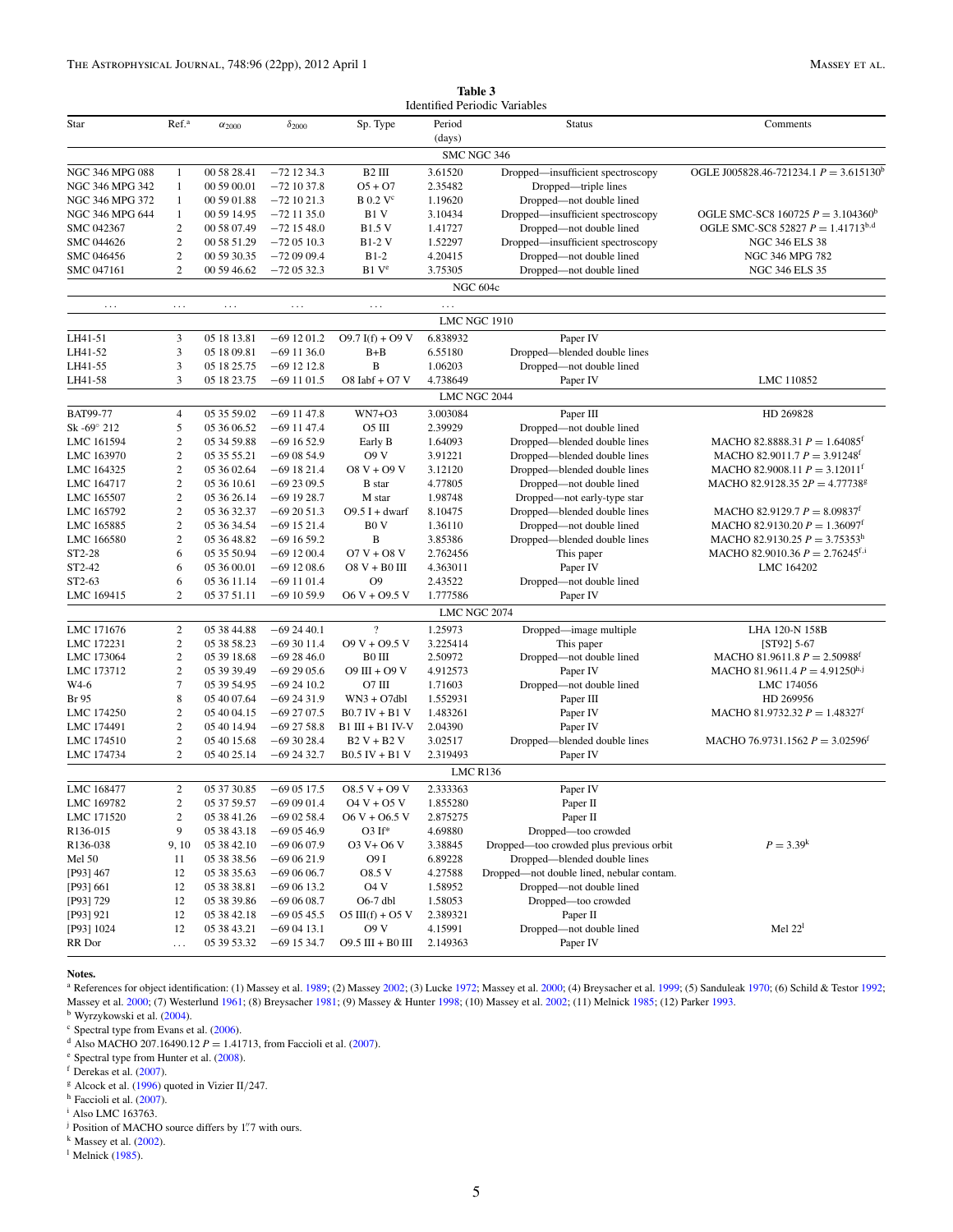**Table 3**

Identified Periodic Variables

| Star | Ref.[a] | $\alpha_{2000}$ | $\delta_{2000}$ | Sp. Type | Period (days) | Status | Comments |
|---|---|---|---|---|---|---|---|
| | | | | SMC NGC 346 | | | |
| NGC 346 MPG 088 | 1 | 00 58 28.41 | −72 12 34.3 | B2 III | 3.61520 | Dropped—insufficient spectroscopy | OGLE J005828.46-721234.1 $P = 3.615130$[b] |
| NGC 346 MPG 342 | 1 | 00 59 00.01 | −72 10 37.8 | O5 + O7 | 2.35482 | Dropped—triple lines | |
| NGC 346 MPG 372 | 1 | 00 59 01.88 | −72 10 21.3 | B 0.2 V[c] | 1.19620 | Dropped—not double lined | |
| NGC 346 MPG 644 | 1 | 00 59 14.95 | −72 11 35.0 | B1 V | 3.10434 | Dropped—insufficient spectroscopy | OGLE SMC-SC8 160725 $P = 3.104360$[b] |
| SMC 042367 | 2 | 00 58 07.49 | −72 15 48.0 | B1.5 V | 1.41727 | Dropped—not double lined | OGLE SMC-SC8 52827 $P = 1.41713$[b,d] |
| SMC 044626 | 2 | 00 58 51.29 | −72 05 10.3 | B1-2 V | 1.52297 | Dropped—insufficient spectroscopy | NGC 346 ELS 38 |
| SMC 046456 | 2 | 00 59 30.35 | −72 09 09.4 | B1-2 | 4.20415 | Dropped—not double lined | NGC 346 MPG 782 |
| SMC 047161 | 2 | 00 59 46.62 | −72 05 32.3 | B1 V[e] | 3.75305 | Dropped—not double lined | NGC 346 ELS 35 |
| | | | | NGC 604c | | | |
| ... | ... | ... | ... | ... | ... | | |
| | | | | LMC NGC 1910 | | | |
| LH41-51 | 3 | 05 18 13.81 | −69 12 01.2 | O9.7 I(f) + O9 V | 6.838932 | Paper IV | |
| LH41-52 | 3 | 05 18 09.81 | −69 11 36.0 | B+B | 6.55180 | Dropped—blended double lines | |
| LH41-55 | 3 | 05 18 25.75 | −69 12 12.8 | B | 1.06203 | Dropped—not double lined | |
| LH41-58 | 3 | 05 18 23.75 | −69 11 01.5 | O8 Iabf + O7 V | 4.738649 | Paper IV | LMC 110852 |
| | | | | LMC NGC 2044 | | | |
| BAT99-77 | 4 | 05 35 59.02 | −69 11 47.8 | WN7+O3 | 3.003084 | Paper III | HD 269828 |
| Sk -69° 212 | 5 | 05 36 06.52 | −69 11 47.4 | O5 III | 2.39929 | Dropped—not double lined | |
| LMC 161594 | 2 | 05 34 59.88 | −69 16 52.9 | Early B | 1.64093 | Dropped—blended double lines | MACHO 82.8888.31 $P = 1.64085$[f] |
| LMC 163970 | 2 | 05 35 55.21 | −69 08 54.9 | O9 V | 3.91221 | Dropped—blended double lines | MACHO 82.9011.7 $P = 3.91248$[f] |
| LMC 164325 | 2 | 05 36 02.64 | −69 18 21.4 | O8 V + O9 V | 3.12120 | Dropped—blended double lines | MACHO 82.9008.11 $P = 3.12011$[f] |
| LMC 164717 | 2 | 05 36 10.61 | −69 23 09.5 | B star | 4.77805 | Dropped—not double lined | MACHO 82.9128.35 $2P = 4.77738$[g] |
| LMC 165507 | 2 | 05 36 26.14 | −69 19 28.7 | M star | 1.98748 | Dropped—not early-type star | |
| LMC 165792 | 2 | 05 36 32.37 | −69 20 51.3 | O9.5 I + dwarf | 8.10475 | Dropped—blended double lines | MACHO 82.9129.7 $P = 8.09837$[f] |
| LMC 165885 | 2 | 05 36 34.54 | −69 15 21.4 | B0 V | 1.36110 | Dropped—not double lined | MACHO 82.9130.20 $P = 1.36097$[f] |
| LMC 166580 | 2 | 05 36 48.82 | −69 16 59.2 | B | 3.85386 | Dropped—blended double lines | MACHO 82.9130.25 $P = 3.75353$[h] |
| ST2-28 | 6 | 05 35 50.94 | −69 12 00.4 | O7 V + O8 V | 2.762456 | This paper | MACHO 82.9010.36 $P = 2.76245$[f,i] |
| ST2-42 | 6 | 05 36 00.01 | −69 12 08.6 | O8 V + B0 III | 4.363011 | Paper IV | LMC 164202 |
| ST2-63 | 6 | 05 36 11.14 | −69 11 01.4 | O9 | 2.43522 | Dropped—not double lined | |
| LMC 169415 | 2 | 05 37 51.11 | −69 10 59.9 | O6 V + O9.5 V | 1.777586 | Paper IV | |
| | | | | LMC NGC 2074 | | | |
| LMC 171676 | 2 | 05 38 44.88 | −69 24 40.1 | ? | 1.25973 | Dropped—image multiple | LHA 120-N 158B |
| LMC 172231 | 2 | 05 38 58.23 | −69 30 11.4 | O9 V + O9.5 V | 3.225414 | This paper | [ST92] 5-67 |
| LMC 173064 | 2 | 05 39 18.68 | −69 28 46.0 | B0 III | 2.50972 | Dropped—not double lined | MACHO 81.9611.8 $P = 2.50988$[f] |
| LMC 173712 | 2 | 05 39 39.49 | −69 29 05.6 | O9 III + O9 V | 4.912573 | Paper IV | MACHO 81.9611.4 $P = 4.91250$[h,j] |
| W4-6 | 7 | 05 39 54.95 | −69 24 10.2 | O7 III | 1.71603 | Dropped—not double lined | LMC 174056 |
| Br 95 | 8 | 05 40 07.64 | −69 24 31.9 | WN3 + O7dbl | 1.552931 | Paper III | HD 269956 |
| LMC 174250 | 2 | 05 40 04.15 | −69 27 07.5 | B0.7 IV + B1 V | 1.483261 | Paper IV | MACHO 81.9732.32 $P = 1.48327$[f] |
| LMC 174491 | 2 | 05 40 14.94 | −69 27 58.8 | B1 III + B1 IV-V | 2.04390 | Paper IV | |
| LMC 174510 | 2 | 05 40 15.68 | −69 30 28.4 | B2 V + B2 V | 3.02517 | Dropped—blended double lines | MACHO 76.9731.1562 $P = 3.02596$[f] |
| LMC 174734 | 2 | 05 40 25.14 | −69 24 32.7 | B0.5 IV + B1 V | 2.319493 | Paper IV | |
| | | | | LMC R136 | | | |
| LMC 168477 | 2 | 05 37 30.85 | −69 05 17.5 | O8.5 V + O9 V | 2.333363 | Paper IV | |
| LMC 169782 | 2 | 05 37 59.57 | −69 09 01.4 | O4 V + O5 V | 1.855280 | Paper II | |
| LMC 171520 | 2 | 05 38 41.26 | −69 02 58.4 | O6 V + O6.5 V | 2.875275 | Paper II | |
| R136-015 | 9 | 05 38 43.18 | −69 05 46.9 | O3 If* | 4.69880 | Dropped—too crowded | |
| R136-038 | 9, 10 | 05 38 42.10 | −69 06 07.9 | O3 V+ O6 V | 3.38845 | Dropped—too crowded plus previous orbit | $P = 3.39$[k] |
| Mel 50 | 11 | 05 38 38.56 | −69 06 21.9 | O9 I | 6.89228 | Dropped—blended double lines | |
| [P93] 467 | 12 | 05 38 35.63 | −69 06 06.7 | O8.5 V | 4.27588 | Dropped—not double lined, nebular contam. | |
| [P93] 661 | 12 | 05 38 38.81 | −69 06 13.2 | O4 V | 1.58952 | Dropped—not double lined | |
| [P93] 729 | 12 | 05 38 39.86 | −69 06 08.7 | O6-7 dbl | 1.58053 | Dropped—too crowded | |
| [P93] 921 | 12 | 05 38 42.18 | −69 05 45.5 | O5 III(f) + O5 V | 2.389321 | Paper II | |
| [P93] 1024 | 12 | 05 38 43.21 | −69 04 13.1 | O9 V | 4.15991 | Dropped—not double lined | Mel 22[l] |
| RR Dor | ... | 05 39 53.32 | −69 15 34.7 | O9.5 III + B0 III | 2.149363 | Paper IV | |

**Notes.**

[a] References for object identification: (1) Massey et al. 1989; (2) Massey 2002; (3) Lucke 1972; Massey et al. 2000; (4) Breysacher et al. 1999; (5) Sanduleak 1970; (6) Schild & Testor 1992; Massey et al. 2000; (7) Westerlund 1961; (8) Breysacher 1981; (9) Massey & Hunter 1998; (10) Massey et al. 2002; (11) Melnick 1985; (12) Parker 1993.

[b] Wyrzykowski et al. (2004).

[c] Spectral type from Evans et al. (2006).

[d] Also MACHO 207.16490.12 $P = 1.41713$, from Faccioli et al. (2007).

[e] Spectral type from Hunter et al. (2008).

[f] Derekas et al. (2007).

[g] Alcock et al. (1996) quoted in Vizier II/247.

[h] Faccioli et al. (2007).

[i] Also LMC 163763.

[j] Position of MACHO source differs by 1''7 with ours.

[k] Massey et al. (2002).

[l] Melnick (1985).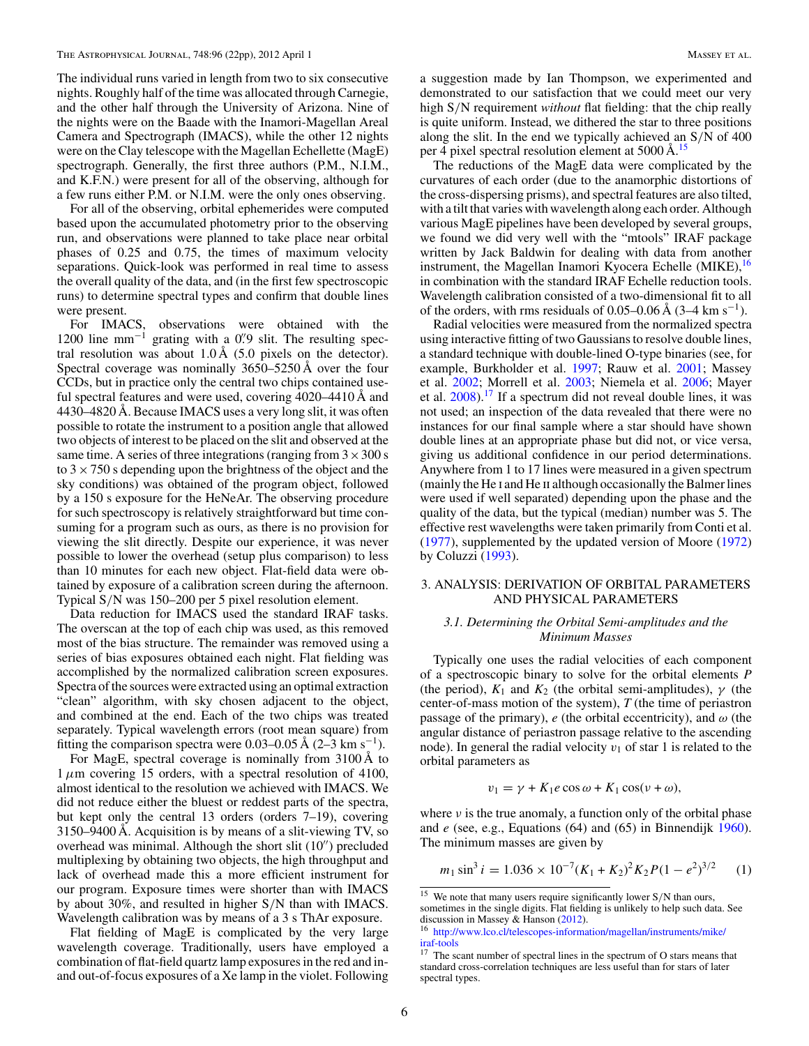The individual runs varied in length from two to six consecutive nights. Roughly half of the time was allocated through Carnegie, and the other half through the University of Arizona. Nine of the nights were on the Baade with the Inamori-Magellan Areal Camera and Spectrograph (IMACS), while the other 12 nights were on the Clay telescope with the Magellan Echellette (MagE) spectrograph. Generally, the first three authors (P.M., N.I.M., and K.F.N.) were present for all of the observing, although for a few runs either P.M. or N.I.M. were the only ones observing.

For all of the observing, orbital ephemerides were computed based upon the accumulated photometry prior to the observing run, and observations were planned to take place near orbital phases of 0.25 and 0.75, the times of maximum velocity separations. Quick-look was performed in real time to assess the overall quality of the data, and (in the first few spectroscopic runs) to determine spectral types and confirm that double lines were present.

For IMACS, observations were obtained with the 1200 line mm$^{-1}$ grating with a 0.″9 slit. The resulting spectral resolution was about 1.0 Å (5.0 pixels on the detector). Spectral coverage was nominally 3650–5250 Å over the four CCDs, but in practice only the central two chips contained useful spectral features and were used, covering 4020–4410 Å and 4430–4820 Å. Because IMACS uses a very long slit, it was often possible to rotate the instrument to a position angle that allowed two objects of interest to be placed on the slit and observed at the same time. A series of three integrations (ranging from $3 \times 300$ s to $3 \times 750$ s depending upon the brightness of the object and the sky conditions) was obtained of the program object, followed by a 150 s exposure for the HeNeAr. The observing procedure for such spectroscopy is relatively straightforward but time consuming for a program such as ours, as there is no provision for viewing the slit directly. Despite our experience, it was never possible to lower the overhead (setup plus comparison) to less than 10 minutes for each new object. Flat-field data were obtained by exposure of a calibration screen during the afternoon. Typical S/N was 150–200 per 5 pixel resolution element.

Data reduction for IMACS used the standard IRAF tasks. The overscan at the top of each chip was used, as this removed most of the bias structure. The remainder was removed using a series of bias exposures obtained each night. Flat fielding was accomplished by the normalized calibration screen exposures. Spectra of the sources were extracted using an optimal extraction "clean" algorithm, with sky chosen adjacent to the object, and combined at the end. Each of the two chips was treated separately. Typical wavelength errors (root mean square) from fitting the comparison spectra were 0.03–0.05 Å (2–3 km s$^{-1}$).

For MagE, spectral coverage is nominally from 3100 Å to 1 $\mu$m covering 15 orders, with a spectral resolution of 4100, almost identical to the resolution we achieved with IMACS. We did not reduce either the bluest or reddest parts of the spectra, but kept only the central 13 orders (orders 7–19), covering 3150–9400 Å. Acquisition is by means of a slit-viewing TV, so overhead was minimal. Although the short slit (10″) precluded multiplexing by obtaining two objects, the high throughput and lack of overhead made this a more efficient instrument for our program. Exposure times were shorter than with IMACS by about 30%, and resulted in higher S/N than with IMACS. Wavelength calibration was by means of a 3 s ThAr exposure.

Flat fielding of MagE is complicated by the very large wavelength coverage. Traditionally, users have employed a combination of flat-field quartz lamp exposures in the red and in- and out-of-focus exposures of a Xe lamp in the violet. Following a suggestion made by Ian Thompson, we experimented and demonstrated to our satisfaction that we could meet our very high S/N requirement *without* flat fielding: that the chip really is quite uniform. Instead, we dithered the star to three positions along the slit. In the end we typically achieved an S/N of 400 per 4 pixel spectral resolution element at 5000 Å.[15]

The reductions of the MagE data were complicated by the curvatures of each order (due to the anamorphic distortions of the cross-dispersing prisms), and spectral features are also tilted, with a tilt that varies with wavelength along each order. Although various MagE pipelines have been developed by several groups, we found we did very well with the "mtools" IRAF package written by Jack Baldwin for dealing with data from another instrument, the Magellan Inamori Kyocera Echelle (MIKE),[16] in combination with the standard IRAF Echelle reduction tools. Wavelength calibration consisted of a two-dimensional fit to all of the orders, with rms residuals of 0.05–0.06 Å (3–4 km s$^{-1}$).

Radial velocities were measured from the normalized spectra using interactive fitting of two Gaussians to resolve double lines, a standard technique with double-lined O-type binaries (see, for example, Burkholder et al. 1997; Rauw et al. 2001; Massey et al. 2002; Morrell et al. 2003; Niemela et al. 2006; Mayer et al. 2008).[17] If a spectrum did not reveal double lines, it was not used; an inspection of the data revealed that there were no instances for our final sample where a star should have shown double lines at an appropriate phase but did not, or vice versa, giving us additional confidence in our period determinations. Anywhere from 1 to 17 lines were measured in a given spectrum (mainly the He I and He II although occasionally the Balmer lines were used if well separated) depending upon the phase and the quality of the data, but the typical (median) number was 5. The effective rest wavelengths were taken primarily from Conti et al. (1977), supplemented by the updated version of Moore (1972) by Coluzzi (1993).

## 3. ANALYSIS: DERIVATION OF ORBITAL PARAMETERS AND PHYSICAL PARAMETERS

### *3.1. Determining the Orbital Semi-amplitudes and the Minimum Masses*

Typically one uses the radial velocities of each component of a spectroscopic binary to solve for the orbital elements $P$ (the period), $K_1$ and $K_2$ (the orbital semi-amplitudes), $\gamma$ (the center-of-mass motion of the system), $T$ (the time of periastron passage of the primary), $e$ (the orbital eccentricity), and $\omega$ (the angular distance of periastron passage relative to the ascending node). In general the radial velocity $v_1$ of star 1 is related to the orbital parameters as

$$v_1 = \gamma + K_1 e \cos\omega + K_1 \cos(\nu + \omega),$$

where $\nu$ is the true anomaly, a function only of the orbital phase and $e$ (see, e.g., Equations (64) and (65) in Binnendijk 1960). The minimum masses are given by

$$m_1 \sin^3 i = 1.036 \times 10^{-7} (K_1 + K_2)^2 K_2 P (1 - e^2)^{3/2} \qquad (1)$$

[15] We note that many users require significantly lower S/N than ours, sometimes in the single digits. Flat fielding is unlikely to help such data. See discussion in Massey & Hanson (2012).

[16] http://www.lco.cl/telescopes-information/magellan/instruments/mike/iraf-tools

[17] The scant number of spectral lines in the spectrum of O stars means that standard cross-correlation techniques are less useful than for stars of later spectral types.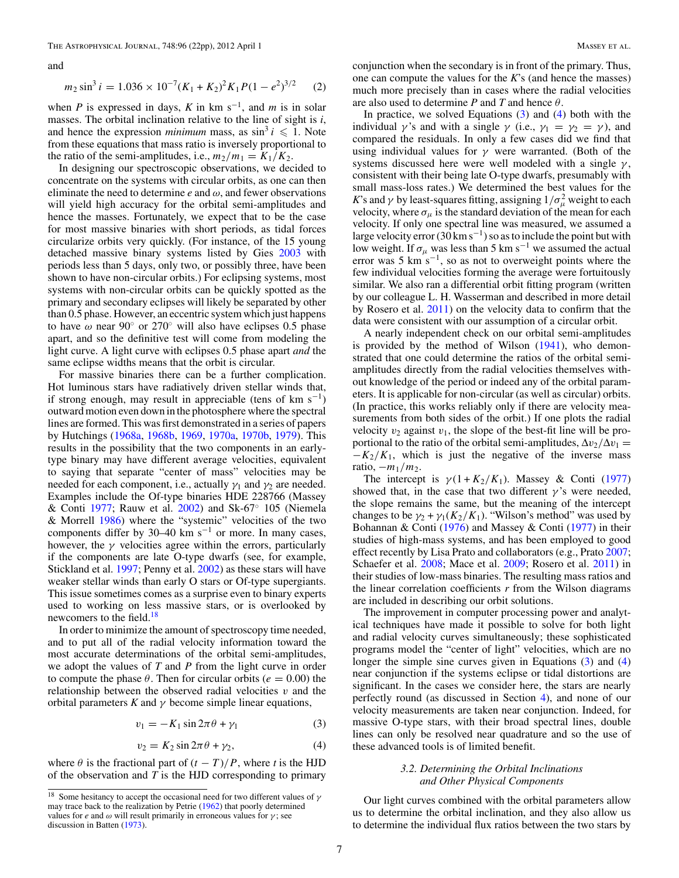and

$$m_2 \sin^3 i = 1.036 \times 10^{-7}(K_1 + K_2)^2 K_1 P(1 - e^2)^{3/2} \quad (2)$$

when $P$ is expressed in days, $K$ in km s$^{-1}$, and $m$ is in solar masses. The orbital inclination relative to the line of sight is $i$, and hence the expression *minimum* mass, as $\sin^3 i \leqslant 1$. Note from these equations that mass ratio is inversely proportional to the ratio of the semi-amplitudes, i.e., $m_2/m_1 = K_1/K_2$.

In designing our spectroscopic observations, we decided to concentrate on the systems with circular orbits, as one can then eliminate the need to determine $e$ and $\omega$, and fewer observations will yield high accuracy for the orbital semi-amplitudes and hence the masses. Fortunately, we expect that to be the case for most massive binaries with short periods, as tidal forces circularize orbits very quickly. (For instance, of the 15 young detached massive binary systems listed by Gies 2003 with periods less than 5 days, only two, or possibly three, have been shown to have non-circular orbits.) For eclipsing systems, most systems with non-circular orbits can be quickly spotted as the primary and secondary eclipses will likely be separated by other than 0.5 phase. However, an eccentric system which just happens to have $\omega$ near 90° or 270° will also have eclipses 0.5 phase apart, and so the definitive test will come from modeling the light curve. A light curve with eclipses 0.5 phase apart *and* the same eclipse widths means that the orbit is circular.

For massive binaries there can be a further complication. Hot luminous stars have radiatively driven stellar winds that, if strong enough, may result in appreciable (tens of km s$^{-1}$) outward motion even down in the photosphere where the spectral lines are formed. This was first demonstrated in a series of papers by Hutchings (1968a, 1968b, 1969, 1970a, 1970b, 1979). This results in the possibility that the two components in an early-type binary may have different average velocities, equivalent to saying that separate "center of mass" velocities may be needed for each component, i.e., actually $\gamma_1$ and $\gamma_2$ are needed. Examples include the Of-type binaries HDE 228766 (Massey & Conti 1977; Rauw et al. 2002) and Sk-67° 105 (Niemela & Morrell 1986) where the "systemic" velocities of the two components differ by 30–40 km s$^{-1}$ or more. In many cases, however, the $\gamma$ velocities agree within the errors, particularly if the components are late O-type dwarfs (see, for example, Stickland et al. 1997; Penny et al. 2002) as these stars will have weaker stellar winds than early O stars or Of-type supergiants. This issue sometimes comes as a surprise even to binary experts used to working on less massive stars, or is overlooked by newcomers to the field.[18]

In order to minimize the amount of spectroscopy time needed, and to put all of the radial velocity information toward the most accurate determinations of the orbital semi-amplitudes, we adopt the values of $T$ and $P$ from the light curve in order to compute the phase $\theta$. Then for circular orbits ($e = 0.00$) the relationship between the observed radial velocities $v$ and the orbital parameters $K$ and $\gamma$ become simple linear equations,

$$v_1 = -K_1 \sin 2\pi\theta + \gamma_1 \quad (3)$$

$$v_2 = K_2 \sin 2\pi\theta + \gamma_2, \quad (4)$$

where $\theta$ is the fractional part of $(t - T)/P$, where $t$ is the HJD of the observation and $T$ is the HJD corresponding to primary conjunction when the secondary is in front of the primary. Thus, one can compute the values for the $K$'s (and hence the masses) much more precisely than in cases where the radial velocities are also used to determine $P$ and $T$ and hence $\theta$.

In practice, we solved Equations (3) and (4) both with the individual $\gamma$'s and with a single $\gamma$ (i.e., $\gamma_1 = \gamma_2 = \gamma$), and compared the residuals. In only a few cases did we find that using individual values for $\gamma$ were warranted. (Both of the systems discussed here were well modeled with a single $\gamma$, consistent with their being late O-type dwarfs, presumably with small mass-loss rates.) We determined the best values for the $K$'s and $\gamma$ by least-squares fitting, assigning $1/\sigma_\mu^2$ weight to each velocity, where $\sigma_\mu$ is the standard deviation of the mean for each velocity. If only one spectral line was measured, we assumed a large velocity error (30 km s$^{-1}$) so as to include the point but with low weight. If $\sigma_\mu$ was less than 5 km s$^{-1}$ we assumed the actual error was 5 km s$^{-1}$, so as not to overweight points where the few individual velocities forming the average were fortuitously similar. We also ran a differential orbit fitting program (written by our colleague L. H. Wasserman and described in more detail by Rosero et al. 2011) on the velocity data to confirm that the data were consistent with our assumption of a circular orbit.

A nearly independent check on our orbital semi-amplitudes is provided by the method of Wilson (1941), who demonstrated that one could determine the ratios of the orbital semi-amplitudes directly from the radial velocities themselves without knowledge of the period or indeed any of the orbital parameters. It is applicable for non-circular (as well as circular) orbits. (In practice, this works reliably only if there are velocity measurements from both sides of the orbit.) If one plots the radial velocity $v_2$ against $v_1$, the slope of the best-fit line will be proportional to the ratio of the orbital semi-amplitudes, $\Delta v_2/\Delta v_1 = -K_2/K_1$, which is just the negative of the inverse mass ratio, $-m_1/m_2$.

The intercept is $\gamma(1 + K_2/K_1)$. Massey & Conti (1977) showed that, in the case that two different $\gamma$'s were needed, the slope remains the same, but the meaning of the intercept changes to be $\gamma_2 + \gamma_1(K_2/K_1)$. "Wilson's method" was used by Bohannan & Conti (1976) and Massey & Conti (1977) in their studies of high-mass systems, and has been employed to good effect recently by Lisa Prato and collaborators (e.g., Prato 2007; Schaefer et al. 2008; Mace et al. 2009; Rosero et al. 2011) in their studies of low-mass binaries. The resulting mass ratios and the linear correlation coefficients $r$ from the Wilson diagrams are included in describing our orbit solutions.

The improvement in computer processing power and analytical techniques have made it possible to solve for both light and radial velocity curves simultaneously; these sophisticated programs model the "center of light" velocities, which are no longer the simple sine curves given in Equations (3) and (4) near conjunction if the systems eclipse or tidal distortions are significant. In the cases we consider here, the stars are nearly perfectly round (as discussed in Section 4), and none of our velocity measurements are taken near conjunction. Indeed, for massive O-type stars, with their broad spectral lines, double lines can only be resolved near quadrature and so the use of these advanced tools is of limited benefit.

### 3.2. Determining the Orbital Inclinations and Other Physical Components

Our light curves combined with the orbital parameters allow us to determine the orbital inclination, and they also allow us to determine the individual flux ratios between the two stars by

[18] Some hesitancy to accept the occasional need for two different values of $\gamma$ may trace back to the realization by Petrie (1962) that poorly determined values for $e$ and $\omega$ will result primarily in erroneous values for $\gamma$; see discussion in Batten (1973).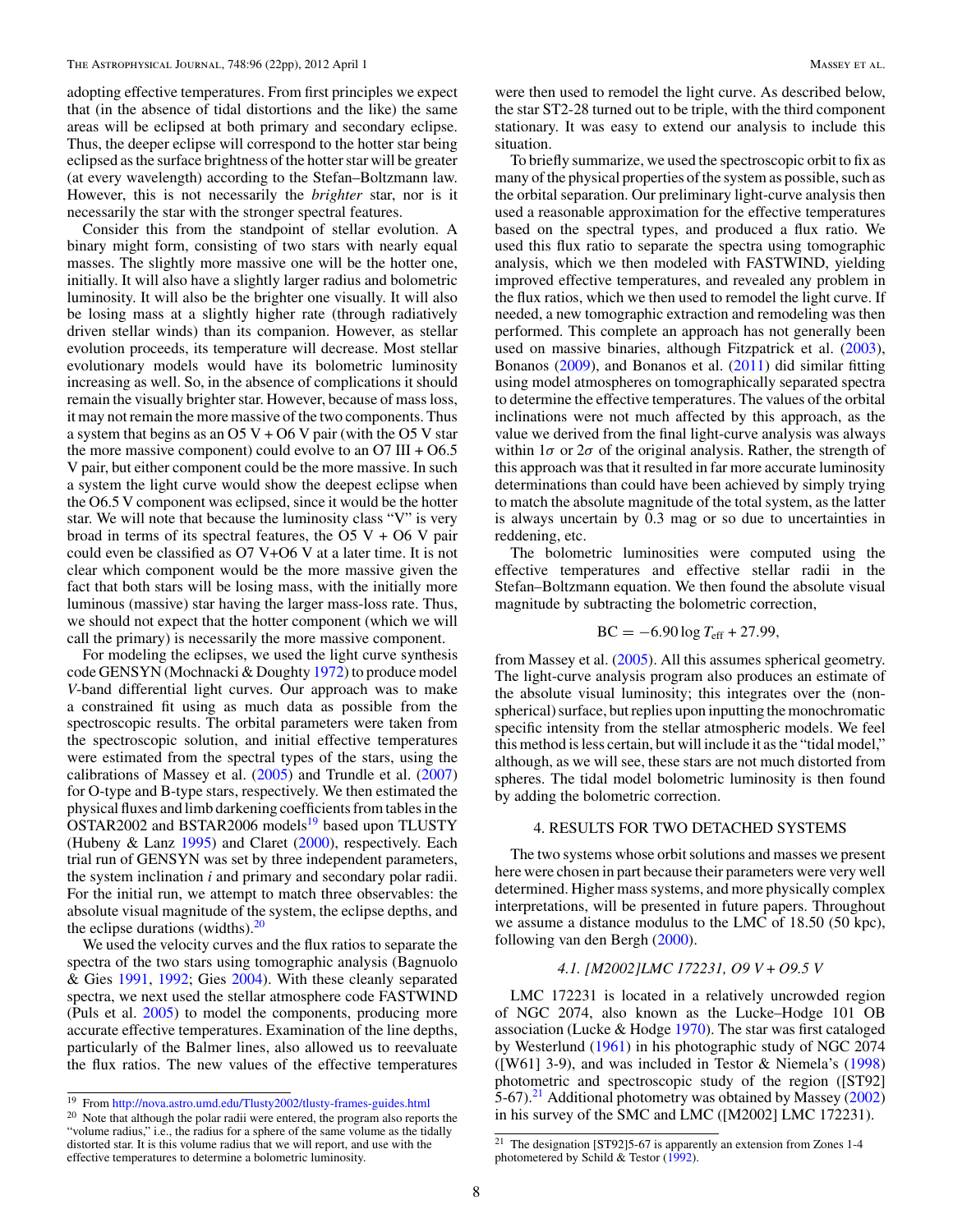adopting effective temperatures. From first principles we expect that (in the absence of tidal distortions and the like) the same areas will be eclipsed at both primary and secondary eclipse. Thus, the deeper eclipse will correspond to the hotter star being eclipsed as the surface brightness of the hotter star will be greater (at every wavelength) according to the Stefan–Boltzmann law. However, this is not necessarily the *brighter* star, nor is it necessarily the star with the stronger spectral features.

Consider this from the standpoint of stellar evolution. A binary might form, consisting of two stars with nearly equal masses. The slightly more massive one will be the hotter one, initially. It will also have a slightly larger radius and bolometric luminosity. It will also be the brighter one visually. It will also be losing mass at a slightly higher rate (through radiatively driven stellar winds) than its companion. However, as stellar evolution proceeds, its temperature will decrease. Most stellar evolutionary models would have its bolometric luminosity increasing as well. So, in the absence of complications it should remain the visually brighter star. However, because of mass loss, it may not remain the more massive of the two components. Thus a system that begins as an O5 V + O6 V pair (with the O5 V star the more massive component) could evolve to an O7 III + O6.5 V pair, but either component could be the more massive. In such a system the light curve would show the deepest eclipse when the O6.5 V component was eclipsed, since it would be the hotter star. We will note that because the luminosity class "V" is very broad in terms of its spectral features, the O5 V + O6 V pair could even be classified as O7 V+O6 V at a later time. It is not clear which component would be the more massive given the fact that both stars will be losing mass, with the initially more luminous (massive) star having the larger mass-loss rate. Thus, we should not expect that the hotter component (which we will call the primary) is necessarily the more massive component.

For modeling the eclipses, we used the light curve synthesis code GENSYN (Mochnacki & Doughty 1972) to produce model *V*-band differential light curves. Our approach was to make a constrained fit using as much data as possible from the spectroscopic results. The orbital parameters were taken from the spectroscopic solution, and initial effective temperatures were estimated from the spectral types of the stars, using the calibrations of Massey et al. (2005) and Trundle et al. (2007) for O-type and B-type stars, respectively. We then estimated the physical fluxes and limb darkening coefficients from tables in the OSTAR2002 and BSTAR2006 models[19] based upon TLUSTY (Hubeny & Lanz 1995) and Claret (2000), respectively. Each trial run of GENSYN was set by three independent parameters, the system inclination $i$ and primary and secondary polar radii. For the initial run, we attempt to match three observables: the absolute visual magnitude of the system, the eclipse depths, and the eclipse durations (widths).[20]

We used the velocity curves and the flux ratios to separate the spectra of the two stars using tomographic analysis (Bagnuolo & Gies 1991, 1992; Gies 2004). With these cleanly separated spectra, we next used the stellar atmosphere code FASTWIND (Puls et al. 2005) to model the components, producing more accurate effective temperatures. Examination of the line depths, particularly of the Balmer lines, also allowed us to reevaluate the flux ratios. The new values of the effective temperatures were then used to remodel the light curve. As described below, the star ST2-28 turned out to be triple, with the third component stationary. It was easy to extend our analysis to include this situation.

To briefly summarize, we used the spectroscopic orbit to fix as many of the physical properties of the system as possible, such as the orbital separation. Our preliminary light-curve analysis then used a reasonable approximation for the effective temperatures based on the spectral types, and produced a flux ratio. We used this flux ratio to separate the spectra using tomographic analysis, which we then modeled with FASTWIND, yielding improved effective temperatures, and revealed any problem in the flux ratios, which we then used to remodel the light curve. If needed, a new tomographic extraction and remodeling was then performed. This complete an approach has not generally been used on massive binaries, although Fitzpatrick et al. (2003), Bonanos (2009), and Bonanos et al. (2011) did similar fitting using model atmospheres on tomographically separated spectra to determine the effective temperatures. The values of the orbital inclinations were not much affected by this approach, as the value we derived from the final light-curve analysis was always within $1\sigma$ or $2\sigma$ of the original analysis. Rather, the strength of this approach was that it resulted in far more accurate luminosity determinations than could have been achieved by simply trying to match the absolute magnitude of the total system, as the latter is always uncertain by 0.3 mag or so due to uncertainties in reddening, etc.

The bolometric luminosities were computed using the effective temperatures and effective stellar radii in the Stefan–Boltzmann equation. We then found the absolute visual magnitude by subtracting the bolometric correction,

$$\mathrm{BC} = -6.90 \log T_{\mathrm{eff}} + 27.99,$$

from Massey et al. (2005). All this assumes spherical geometry. The light-curve analysis program also produces an estimate of the absolute visual luminosity; this integrates over the (non-spherical) surface, but replies upon inputting the monochromatic specific intensity from the stellar atmospheric models. We feel this method is less certain, but will include it as the "tidal model," although, as we will see, these stars are not much distorted from spheres. The tidal model bolometric luminosity is then found by adding the bolometric correction.

## 4. RESULTS FOR TWO DETACHED SYSTEMS

The two systems whose orbit solutions and masses we present here were chosen in part because their parameters were very well determined. Higher mass systems, and more physically complex interpretations, will be presented in future papers. Throughout we assume a distance modulus to the LMC of 18.50 (50 kpc), following van den Bergh (2000).

### *4.1. [M2002]LMC 172231, O9 V + O9.5 V*

LMC 172231 is located in a relatively uncrowded region of NGC 2074, also known as the Lucke–Hodge 101 OB association (Lucke & Hodge 1970). The star was first cataloged by Westerlund (1961) in his photographic study of NGC 2074 ([W61] 3-9), and was included in Testor & Niemela's (1998) photometric and spectroscopic study of the region ([ST92] 5-67).[21] Additional photometry was obtained by Massey (2002) in his survey of the SMC and LMC ([M2002] LMC 172231).

---

[19] From http://nova.astro.umd.edu/Tlusty2002/tlusty-frames-guides.html

[20] Note that although the polar radii were entered, the program also reports the "volume radius," i.e., the radius for a sphere of the same volume as the tidally distorted star. It is this volume radius that we will report, and use with the effective temperatures to determine a bolometric luminosity.

[21] The designation [ST92]5-67 is apparently an extension from Zones 1-4 photometered by Schild & Testor (1992).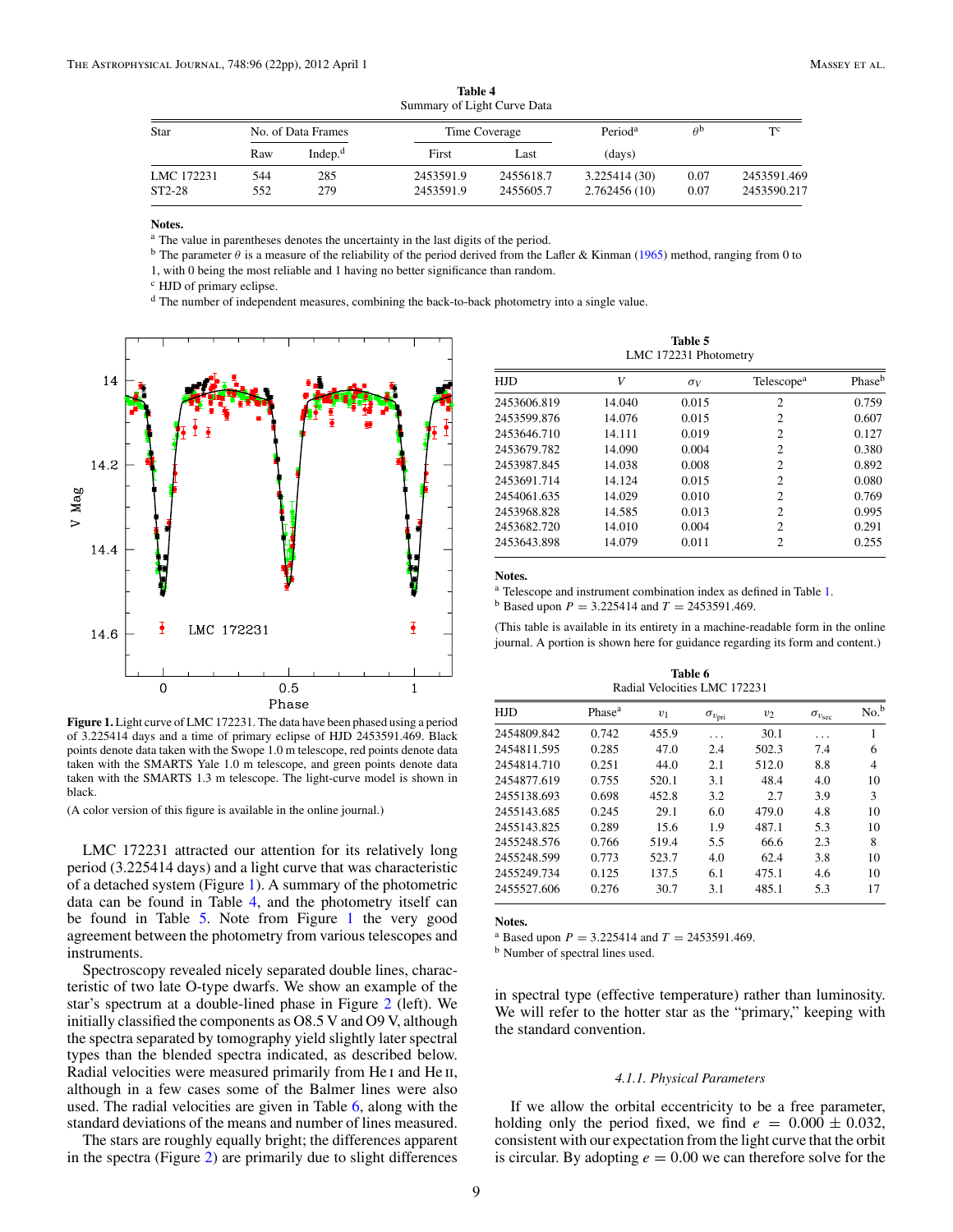**Table 4**
Summary of Light Curve Data

| Star | No. of Data Frames | | Time Coverage | | Period[a] | $\theta$[b] | T[c] |
|---|---|---|---|---|---|---|---|
| | Raw | Indep.[d] | First | Last | (days) | | |
| LMC 172231 | 544 | 285 | 2453591.9 | 2455618.7 | 3.225414 (30) | 0.07 | 2453591.469 |
| ST2-28 | 552 | 279 | 2453591.9 | 2455605.7 | 2.762456 (10) | 0.07 | 2453590.217 |

**Notes.**
[a] The value in parentheses denotes the uncertainty in the last digits of the period.
[b] The parameter $\theta$ is a measure of the reliability of the period derived from the Lafler & Kinman (1965) method, ranging from 0 to 1, with 0 being the most reliable and 1 having no better significance than random.
[c] HJD of primary eclipse.
[d] The number of independent measures, combining the back-to-back photometry into a single value.

**Figure 1.** Light curve of LMC 172231. The data have been phased using a period of 3.225414 days and a time of primary eclipse of HJD 2453591.469. Black points denote data taken with the Swope 1.0 m telescope, red points denote data taken with the SMARTS Yale 1.0 m telescope, and green points denote data taken with the SMARTS 1.3 m telescope. The light-curve model is shown in black.

(A color version of this figure is available in the online journal.)

LMC 172231 attracted our attention for its relatively long period (3.225414 days) and a light curve that was characteristic of a detached system (Figure 1). A summary of the photometric data can be found in Table 4, and the photometry itself can be found in Table 5. Note from Figure 1 the very good agreement between the photometry from various telescopes and instruments.

Spectroscopy revealed nicely separated double lines, characteristic of two late O-type dwarfs. We show an example of the star's spectrum at a double-lined phase in Figure 2 (left). We initially classified the components as O8.5 V and O9 V, although the spectra separated by tomography yield slightly later spectral types than the blended spectra indicated, as described below. Radial velocities were measured primarily from He I and He II, although in a few cases some of the Balmer lines were also used. The radial velocities are given in Table 6, along with the standard deviations of the means and number of lines measured.

The stars are roughly equally bright; the differences apparent in the spectra (Figure 2) are primarily due to slight differences in spectral type (effective temperature) rather than luminosity. We will refer to the hotter star as the "primary," keeping with the standard convention.

**Table 5**
LMC 172231 Photometry

| HJD | $V$ | $\sigma_V$ | Telescope[a] | Phase[b] |
|---|---|---|---|---|
| 2453606.819 | 14.040 | 0.015 | 2 | 0.759 |
| 2453599.876 | 14.076 | 0.015 | 2 | 0.607 |
| 2453646.710 | 14.111 | 0.019 | 2 | 0.127 |
| 2453679.782 | 14.090 | 0.004 | 2 | 0.380 |
| 2453987.845 | 14.038 | 0.008 | 2 | 0.892 |
| 2453691.714 | 14.124 | 0.015 | 2 | 0.080 |
| 2454061.635 | 14.029 | 0.010 | 2 | 0.769 |
| 2453968.828 | 14.585 | 0.013 | 2 | 0.995 |
| 2453682.720 | 14.010 | 0.004 | 2 | 0.291 |
| 2453643.898 | 14.079 | 0.011 | 2 | 0.255 |

**Notes.**
[a] Telescope and instrument combination index as defined in Table 1.
[b] Based upon $P = 3.225414$ and $T = 2453591.469$.

(This table is available in its entirety in a machine-readable form in the online journal. A portion is shown here for guidance regarding its form and content.)

**Table 6**
Radial Velocities LMC 172231

| HJD | Phase[a] | $v_1$ | $\sigma_{v_{\rm pri}}$ | $v_2$ | $\sigma_{v_{\rm sec}}$ | No.[b] |
|---|---|---|---|---|---|---|
| 2454809.842 | 0.742 | 455.9 | ... | 30.1 | ... | 1 |
| 2454811.595 | 0.285 | 47.0 | 2.4 | 502.3 | 7.4 | 6 |
| 2454814.710 | 0.251 | 44.0 | 2.1 | 512.0 | 8.8 | 4 |
| 2454877.619 | 0.755 | 520.1 | 3.1 | 48.4 | 4.0 | 10 |
| 2455138.693 | 0.698 | 452.8 | 3.2 | 2.7 | 3.9 | 3 |
| 2455143.685 | 0.245 | 29.1 | 6.0 | 479.0 | 4.8 | 10 |
| 2455143.825 | 0.289 | 15.6 | 1.9 | 487.1 | 5.3 | 10 |
| 2455248.576 | 0.766 | 519.4 | 5.5 | 66.6 | 2.3 | 8 |
| 2455248.599 | 0.773 | 523.7 | 4.0 | 62.4 | 3.8 | 10 |
| 2455249.734 | 0.125 | 137.5 | 6.1 | 475.1 | 4.6 | 10 |
| 2455527.606 | 0.276 | 30.7 | 3.1 | 485.1 | 5.3 | 17 |

**Notes.**
[a] Based upon $P = 3.225414$ and $T = 2453591.469$.
[b] Number of spectral lines used.

#### 4.1.1. Physical Parameters

If we allow the orbital eccentricity to be a free parameter, holding only the period fixed, we find $e = 0.000 \pm 0.032$, consistent with our expectation from the light curve that the orbit is circular. By adopting $e = 0.00$ we can therefore solve for the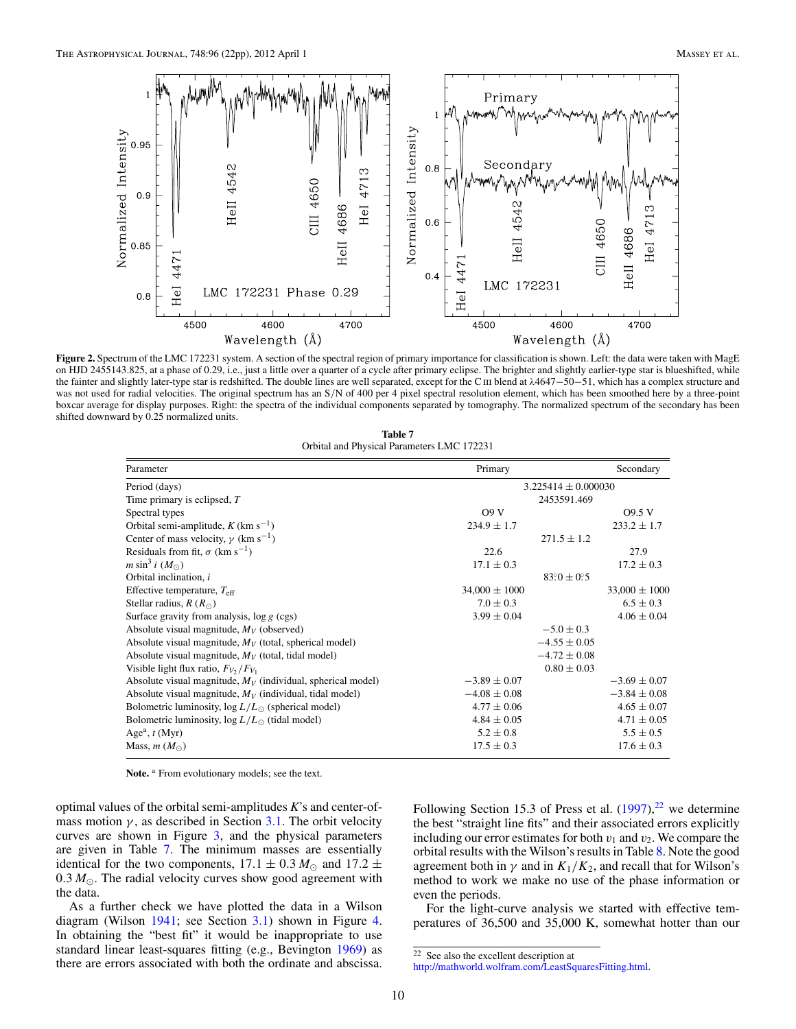**Figure 2.** Spectrum of the LMC 172231 system. A section of the spectral region of primary importance for classification is shown. Left: the data were taken with MagE on HJD 2455143.825, at a phase of 0.29, i.e., just a little over a quarter of a cycle after primary eclipse. The brighter and slightly earlier-type star is blueshifted, while the fainter and slightly later-type star is redshifted. The double lines are well separated, except for the C III blend at $\lambda 4647-50-51$, which has a complex structure and was not used for radial velocities. The original spectrum has an S/N of 400 per 4 pixel spectral resolution element, which has been smoothed here by a three-point boxcar average for display purposes. Right: the spectra of the individual components separated by tomography. The normalized spectrum of the secondary has been shifted downward by 0.25 normalized units.

**Table 7**
Orbital and Physical Parameters LMC 172231

| Parameter | Primary | | Secondary |
|---|---|---|---|
| Period (days) | | $3.225414 \pm 0.000030$ | |
| Time primary is eclipsed, $T$ | | 2453591.469 | |
| Spectral types | O9 V | | O9.5 V |
| Orbital semi-amplitude, $K$ (km s$^{-1}$) | $234.9 \pm 1.7$ | | $233.2 \pm 1.7$ |
| Center of mass velocity, $\gamma$ (km s$^{-1}$) | | $271.5 \pm 1.2$ | |
| Residuals from fit, $\sigma$ (km s$^{-1}$) | 22.6 | | 27.9 |
| $m \sin^3 i$ ($M_\odot$) | $17.1 \pm 0.3$ | | $17.2 \pm 0.3$ |
| Orbital inclination, $i$ | | $83^\circ\!.0 \pm 0^\circ\!.5$ | |
| Effective temperature, $T_{\rm eff}$ | $34{,}000 \pm 1000$ | | $33{,}000 \pm 1000$ |
| Stellar radius, $R$ ($R_\odot$) | $7.0 \pm 0.3$ | | $6.5 \pm 0.3$ |
| Surface gravity from analysis, $\log g$ (cgs) | $3.99 \pm 0.04$ | | $4.06 \pm 0.04$ |
| Absolute visual magnitude, $M_V$ (observed) | | $-5.0 \pm 0.3$ | |
| Absolute visual magnitude, $M_V$ (total, spherical model) | | $-4.55 \pm 0.05$ | |
| Absolute visual magnitude, $M_V$ (total, tidal model) | | $-4.72 \pm 0.08$ | |
| Visible light flux ratio, $F_{V_2}/F_{V_1}$ | | $0.80 \pm 0.03$ | |
| Absolute visual magnitude, $M_V$ (individual, spherical model) | $-3.89 \pm 0.07$ | | $-3.69 \pm 0.07$ |
| Absolute visual magnitude, $M_V$ (individual, tidal model) | $-4.08 \pm 0.08$ | | $-3.84 \pm 0.08$ |
| Bolometric luminosity, $\log L/L_\odot$ (spherical model) | $4.77 \pm 0.06$ | | $4.65 \pm 0.07$ |
| Bolometric luminosity, $\log L/L_\odot$ (tidal model) | $4.84 \pm 0.05$ | | $4.71 \pm 0.05$ |
| Age[a], $t$ (Myr) | $5.2 \pm 0.8$ | | $5.5 \pm 0.5$ |
| Mass, $m$ ($M_\odot$) | $17.5 \pm 0.3$ | | $17.6 \pm 0.3$ |

**Note.** [a] From evolutionary models; see the text.

optimal values of the orbital semi-amplitudes $K$'s and center-of-mass motion $\gamma$, as described in Section 3.1. The orbit velocity curves are shown in Figure 3, and the physical parameters are given in Table 7. The minimum masses are essentially identical for the two components, $17.1 \pm 0.3\,M_\odot$ and $17.2 \pm 0.3\,M_\odot$. The radial velocity curves show good agreement with the data.

As a further check we have plotted the data in a Wilson diagram (Wilson 1941; see Section 3.1) shown in Figure 4. In obtaining the "best fit" it would be inappropriate to use standard linear least-squares fitting (e.g., Bevington 1969) as there are errors associated with both the ordinate and abscissa. Following Section 15.3 of Press et al. (1997),[22] we determine the best "straight line fits" and their associated errors explicitly including our error estimates for both $v_1$ and $v_2$. We compare the orbital results with the Wilson's results in Table 8. Note the good agreement both in $\gamma$ and in $K_1/K_2$, and recall that for Wilson's method to work we make no use of the phase information or even the periods.

For the light-curve analysis we started with effective temperatures of 36,500 and 35,000 K, somewhat hotter than our

[22] See also the excellent description at http://mathworld.wolfram.com/LeastSquaresFitting.html.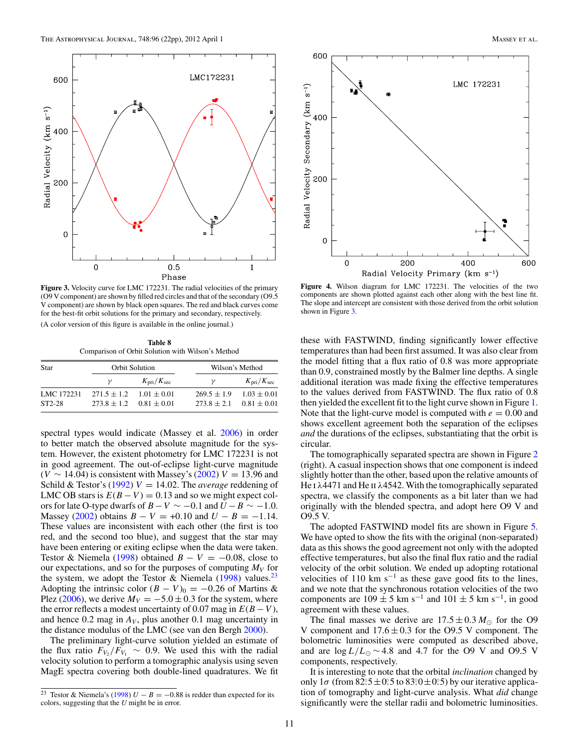Figure 3. Velocity curve for LMC 172231. The radial velocities of the primary (O9 V component) are shown by filled red circles and that of the secondary (O9.5 V component) are shown by black open squares. The red and black curves come for the best-fit orbit solutions for the primary and secondary, respectively.

(A color version of this figure is available in the online journal.)

Figure 4. Wilson diagram for LMC 172231. The velocities of the two components are shown plotted against each other along with the best line fit. The slope and intercept are consistent with those derived from the orbit solution shown in Figure 3.

**Table 8**
Comparison of Orbit Solution with Wilson's Method

| Star | Orbit Solution | | Wilson's Method | |
|---|---|---|---|---|
| | $\gamma$ | $K_{\rm pri}/K_{\rm sec}$ | $\gamma$ | $K_{\rm pri}/K_{\rm sec}$ |
| LMC 172231 | 271.5 ± 1.2 | 1.01 ± 0.01 | 269.5 ± 1.9 | 1.03 ± 0.01 |
| ST2-28 | 273.8 ± 1.2 | 0.81 ± 0.01 | 273.8 ± 2.1 | 0.81 ± 0.01 |

spectral types would indicate (Massey et al. 2006) in order to better match the observed absolute magnitude for the system. However, the existent photometry for LMC 172231 is not in good agreement. The out-of-eclipse light-curve magnitude ($V \sim 14.04$) is consistent with Massey's (2002) $V = 13.96$ and Schild & Testor's (1992) $V = 14.02$. The *average* reddening of LMC OB stars is $E(B-V) = 0.13$ and so we might expect colors for late O-type dwarfs of $B-V \sim -0.1$ and $U-B \sim -1.0$. Massey (2002) obtains $B-V = +0.10$ and $U-B = -1.14$. These values are inconsistent with each other (the first is too red, and the second too blue), and suggest that the star may have been entering or exiting eclipse when the data were taken. Testor & Niemela (1998) obtained $B-V = -0.08$, close to our expectations, and so for the purposes of computing $M_V$ for the system, we adopt the Testor & Niemela (1998) values.[23] Adopting the intrinsic color $(B-V)_0 = -0.26$ of Martins & Plez (2006), we derive $M_V = -5.0 \pm 0.3$ for the system, where the error reflects a modest uncertainty of 0.07 mag in $E(B-V)$, and hence 0.2 mag in $A_V$, plus another 0.1 mag uncertainty in the distance modulus of the LMC (see van den Bergh 2000).

The preliminary light-curve solution yielded an estimate of the flux ratio $F_{V_2}/F_{V_1} \sim 0.9$. We used this with the radial velocity solution to perform a tomographic analysis using seven MagE spectra covering both double-lined quadratures. We fit these with FASTWIND, finding significantly lower effective temperatures than had been first assumed. It was also clear from the model fitting that a flux ratio of 0.8 was more appropriate than 0.9, constrained mostly by the Balmer line depths. A single additional iteration was made fixing the effective temperatures to the values derived from FASTWIND. The flux ratio of 0.8 then yielded the excellent fit to the light curve shown in Figure 1. Note that the light-curve model is computed with $e = 0.00$ and shows excellent agreement both the separation of the eclipses *and* the durations of the eclipses, substantiating that the orbit is circular.

The tomographically separated spectra are shown in Figure 2 (right). A casual inspection shows that one component is indeed slightly hotter than the other, based upon the relative amounts of He I λ4471 and He II λ4542. With the tomographically separated spectra, we classify the components as a bit later than we had originally with the blended spectra, and adopt here O9 V and O9.5 V.

The adopted FASTWIND model fits are shown in Figure 5. We have opted to show the fits with the original (non-separated) data as this shows the good agreement not only with the adopted effective temperatures, but also the final flux ratio and the radial velocity of the orbit solution. We ended up adopting rotational velocities of 110 km s$^{-1}$ as these gave good fits to the lines, and we note that the synchronous rotation velocities of the two components are $109 \pm 5$ km s$^{-1}$ and $101 \pm 5$ km s$^{-1}$, in good agreement with these values.

The final masses we derive are $17.5 \pm 0.3\, M_\odot$ for the O9 V component and $17.6 \pm 0.3$ for the O9.5 V component. The bolometric luminosities were computed as described above, and are $\log L/L_\odot \sim 4.8$ and 4.7 for the O9 V and O9.5 V components, respectively.

It is interesting to note that the orbital *inclination* changed by only 1σ (from 82°.5 ± 0°.5 to 83°.0 ± 0°.5) by our iterative application of tomography and light-curve analysis. What *did* change significantly were the stellar radii and bolometric luminosities.

[23] Testor & Niemela's (1998) $U-B = -0.88$ is redder than expected for its colors, suggesting that the $U$ might be in error.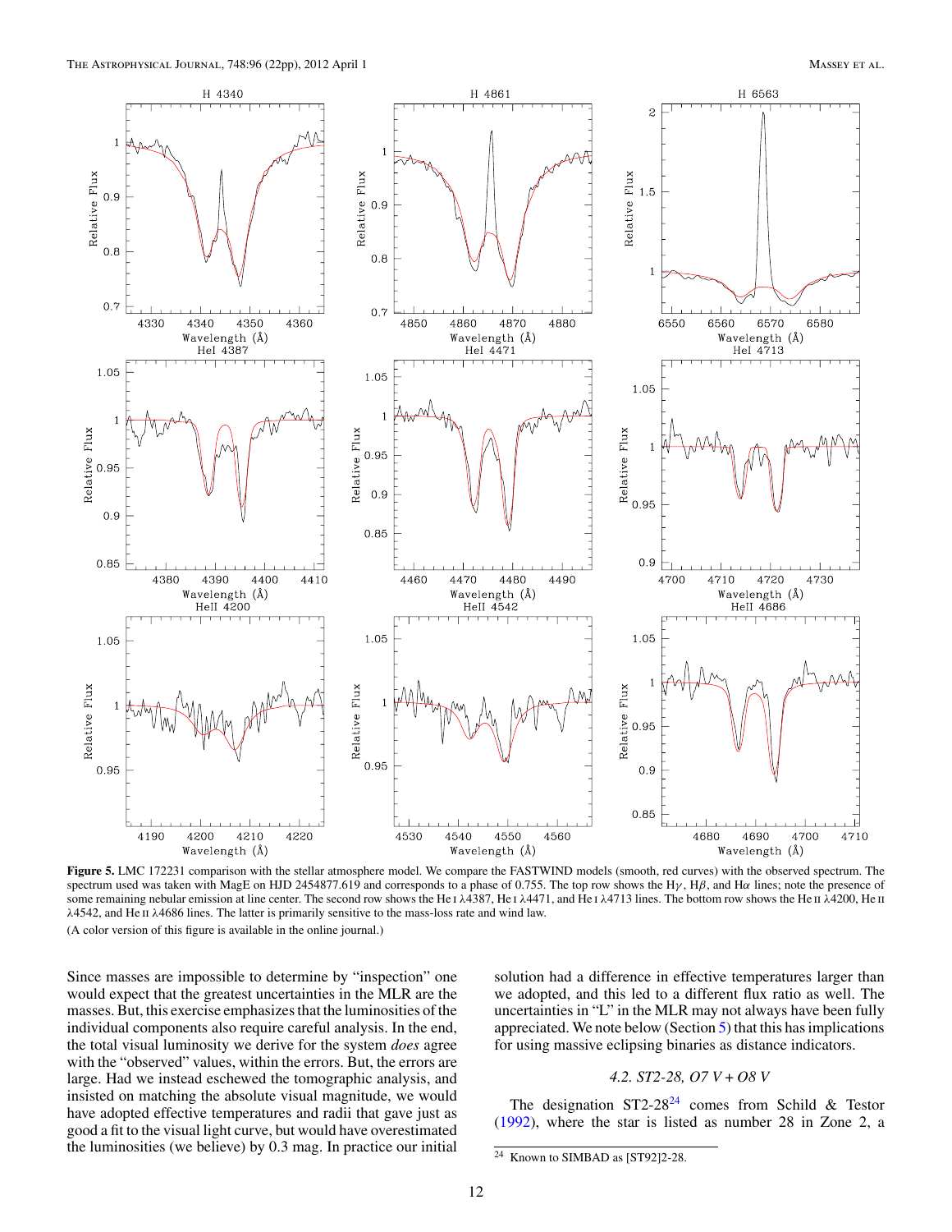**Figure 5.** LMC 172231 comparison with the stellar atmosphere model. We compare the FASTWIND models (smooth, red curves) with the observed spectrum. The spectrum used was taken with MagE on HJD 2454877.619 and corresponds to a phase of 0.755. The top row shows the Hγ, Hβ, and Hα lines; note the presence of some remaining nebular emission at line center. The second row shows the He I λ4387, He I λ4471, and He I λ4713 lines. The bottom row shows the He II λ4200, He II λ4542, and He II λ4686 lines. The latter is primarily sensitive to the mass-loss rate and wind law.

(A color version of this figure is available in the online journal.)

Since masses are impossible to determine by "inspection" one would expect that the greatest uncertainties in the MLR are the masses. But, this exercise emphasizes that the luminosities of the individual components also require careful analysis. In the end, the total visual luminosity we derive for the system *does* agree with the "observed" values, within the errors. But, the errors are large. Had we instead eschewed the tomographic analysis, and insisted on matching the absolute visual magnitude, we would have adopted effective temperatures and radii that gave just as good a fit to the visual light curve, but would have overestimated the luminosities (we believe) by 0.3 mag. In practice our initial solution had a difference in effective temperatures larger than we adopted, and this led to a different flux ratio as well. The uncertainties in "L" in the MLR may not always have been fully appreciated. We note below (Section 5) that this has implications for using massive eclipsing binaries as distance indicators.

### 4.2. ST2-28, O7 V + O8 V

The designation ST2-28[24] comes from Schild & Testor (1992), where the star is listed as number 28 in Zone 2, a

[24] Known to SIMBAD as [ST92]2-28.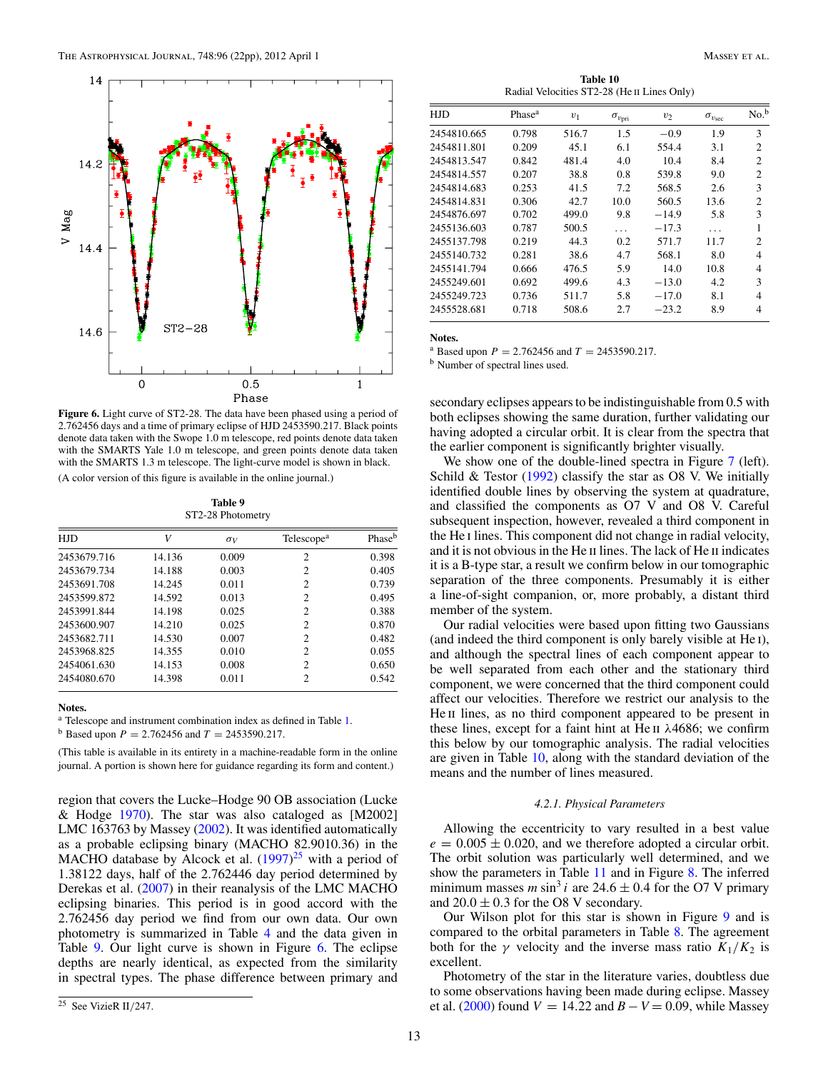Figure 6. Light curve of ST2-28. The data have been phased using a period of 2.762456 days and a time of primary eclipse of HJD 2453590.217. Black points denote data taken with the Swope 1.0 m telescope, red points denote data taken with the SMARTS Yale 1.0 m telescope, and green points denote data taken with the SMARTS 1.3 m telescope. The light-curve model is shown in black.
(A color version of this figure is available in the online journal.)

**Table 9**
ST2-28 Photometry

| HJD | $V$ | $\sigma_V$ | Telescope[a] | Phase[b] |
|---|---|---|---|---|
| 2453679.716 | 14.136 | 0.009 | 2 | 0.398 |
| 2453679.734 | 14.188 | 0.003 | 2 | 0.405 |
| 2453691.708 | 14.245 | 0.011 | 2 | 0.739 |
| 2453599.872 | 14.592 | 0.013 | 2 | 0.495 |
| 2453991.844 | 14.198 | 0.025 | 2 | 0.388 |
| 2453600.907 | 14.210 | 0.025 | 2 | 0.870 |
| 2453682.711 | 14.530 | 0.007 | 2 | 0.482 |
| 2453968.825 | 14.355 | 0.010 | 2 | 0.055 |
| 2454061.630 | 14.153 | 0.008 | 2 | 0.650 |
| 2454080.670 | 14.398 | 0.011 | 2 | 0.542 |

**Notes.**
[a] Telescope and instrument combination index as defined in Table 1.
[b] Based upon $P = 2.762456$ and $T = 2453590.217$.

(This table is available in its entirety in a machine-readable form in the online journal. A portion is shown here for guidance regarding its form and content.)

region that covers the Lucke–Hodge 90 OB association (Lucke & Hodge 1970). The star was also cataloged as [M2002] LMC 163763 by Massey (2002). It was identified automatically as a probable eclipsing binary (MACHO 82.9010.36) in the MACHO database by Alcock et al. (1997)[25] with a period of 1.38122 days, half of the 2.762446 day period determined by Derekas et al. (2007) in their reanalysis of the LMC MACHO eclipsing binaries. This period is in good accord with the 2.762456 day period we find from our own data. Our own photometry is summarized in Table 4 and the data given in Table 9. Our light curve is shown in Figure 6. The eclipse depths are nearly identical, as expected from the similarity in spectral types. The phase difference between primary and secondary eclipses appears to be indistinguishable from 0.5 with both eclipses showing the same duration, further validating our having adopted a circular orbit. It is clear from the spectra that the earlier component is significantly brighter visually.

[25] See VizieR II/247.

**Table 10**
Radial Velocities ST2-28 (He II Lines Only)

| HJD | Phase[a] | $v_1$ | $\sigma_{v\mathrm{pri}}$ | $v_2$ | $\sigma_{v\mathrm{sec}}$ | No.[b] |
|---|---|---|---|---|---|---|
| 2454810.665 | 0.798 | 516.7 | 1.5 | −0.9 | 1.9 | 3 |
| 2454811.801 | 0.209 | 45.1 | 6.1 | 554.4 | 3.1 | 2 |
| 2454813.547 | 0.842 | 481.4 | 4.0 | 10.4 | 8.4 | 2 |
| 2454814.557 | 0.207 | 38.8 | 0.8 | 539.8 | 9.0 | 2 |
| 2454814.683 | 0.253 | 41.5 | 7.2 | 568.5 | 2.6 | 3 |
| 2454814.831 | 0.306 | 42.7 | 10.0 | 560.5 | 13.6 | 2 |
| 2454876.697 | 0.702 | 499.0 | 9.8 | −14.9 | 5.8 | 3 |
| 2455136.603 | 0.787 | 500.5 | ... | −17.3 | ... | 1 |
| 2455137.798 | 0.219 | 44.3 | 0.2 | 571.7 | 11.7 | 2 |
| 2455140.732 | 0.281 | 38.6 | 4.7 | 568.1 | 8.0 | 4 |
| 2455141.794 | 0.666 | 476.5 | 5.9 | 14.0 | 10.8 | 4 |
| 2455249.601 | 0.692 | 499.6 | 4.3 | −13.0 | 4.2 | 3 |
| 2455249.723 | 0.736 | 511.7 | 5.8 | −17.0 | 8.1 | 4 |
| 2455528.681 | 0.718 | 508.6 | 2.7 | −23.2 | 8.9 | 4 |

**Notes.**
[a] Based upon $P = 2.762456$ and $T = 2453590.217$.
[b] Number of spectral lines used.

We show one of the double-lined spectra in Figure 7 (left). Schild & Testor (1992) classify the star as O8 V. We initially identified double lines by observing the system at quadrature, and classified the components as O7 V and O8 V. Careful subsequent inspection, however, revealed a third component in the He I lines. This component did not change in radial velocity, and it is not obvious in the He II lines. The lack of He II indicates it is a B-type star, a result we confirm below in our tomographic separation of the three components. Presumably it is either a line-of-sight companion, or, more probably, a distant third member of the system.

Our radial velocities were based upon fitting two Gaussians (and indeed the third component is only barely visible at He I), and although the spectral lines of each component appear to be well separated from each other and the stationary third component, we were concerned that the third component could affect our velocities. Therefore we restrict our analysis to the He II lines, as no third component appeared to be present in these lines, except for a faint hint at He II $\lambda4686$; we confirm this below by our tomographic analysis. The radial velocities are given in Table 10, along with the standard deviation of the means and the number of lines measured.

#### 4.2.1. Physical Parameters

Allowing the eccentricity to vary resulted in a best value $e = 0.005 \pm 0.020$, and we therefore adopted a circular orbit. The orbit solution was particularly well determined, and we show the parameters in Table 11 and in Figure 8. The inferred minimum masses $m \sin^3 i$ are $24.6 \pm 0.4$ for the O7 V primary and $20.0 \pm 0.3$ for the O8 V secondary.

Our Wilson plot for this star is shown in Figure 9 and is compared to the orbital parameters in Table 8. The agreement both for the $\gamma$ velocity and the inverse mass ratio $K_1/K_2$ is excellent.

Photometry of the star in the literature varies, doubtless due to some observations having been made during eclipse. Massey et al. (2000) found $V = 14.22$ and $B - V = 0.09$, while Massey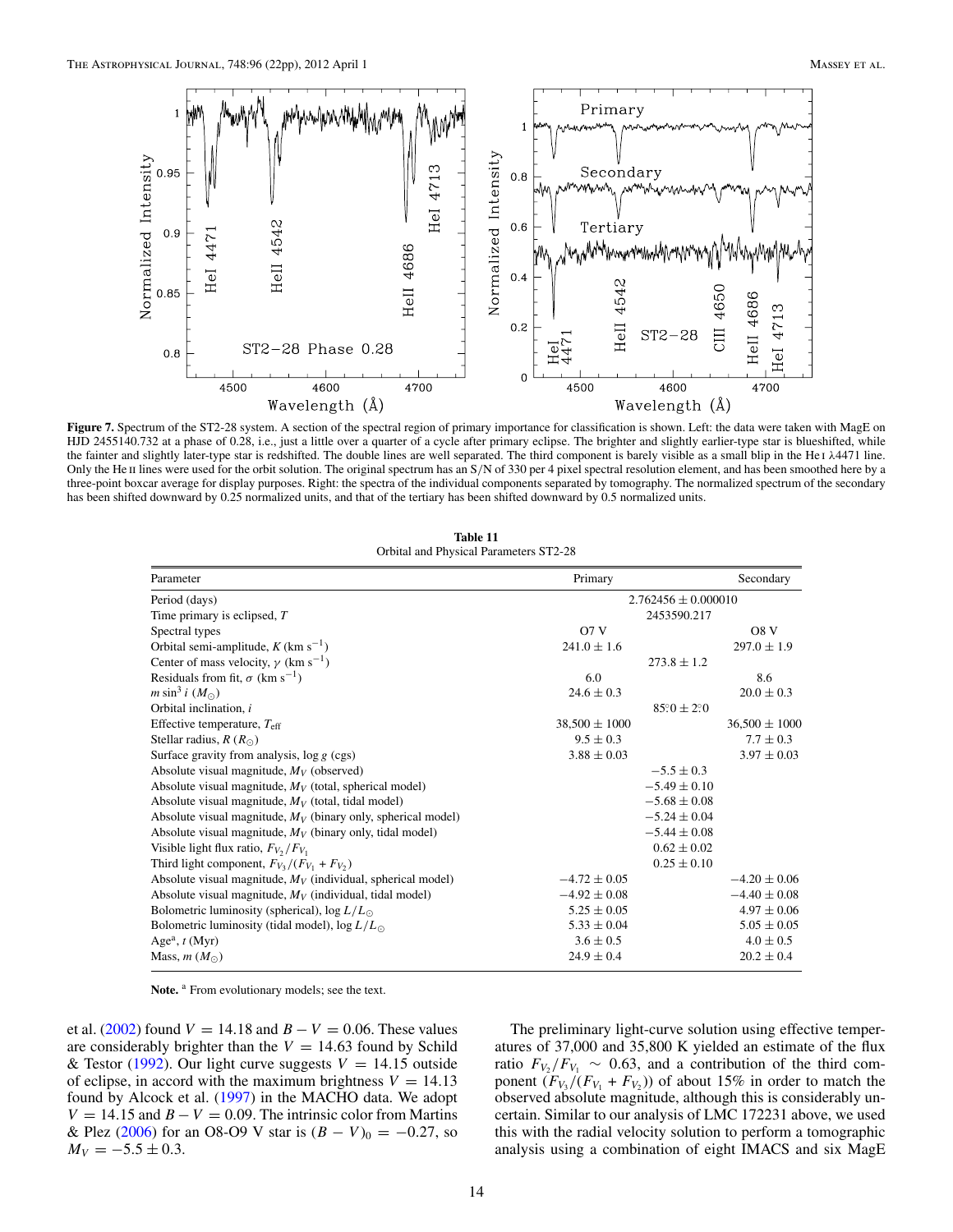**Figure 7.** Spectrum of the ST2-28 system. A section of the spectral region of primary importance for classification is shown. Left: the data were taken with MagE on HJD 2455140.732 at a phase of 0.28, i.e., just a little over a quarter of a cycle after primary eclipse. The brighter and slightly earlier-type star is blueshifted, while the fainter and slightly later-type star is redshifted. The double lines are well separated. The third component is barely visible as a small blip in the He I λ4471 line. Only the He II lines were used for the orbit solution. The original spectrum has an S/N of 330 per 4 pixel spectral resolution element, and has been smoothed here by a three-point boxcar average for display purposes. Right: the spectra of the individual components separated by tomography. The normalized spectrum of the secondary has been shifted downward by 0.25 normalized units, and that of the tertiary has been shifted downward by 0.5 normalized units.

**Table 11**
Orbital and Physical Parameters ST2-28

| Parameter | Primary | | Secondary |
|---|---|---|---|
| Period (days) | | 2.762456 ± 0.000010 | |
| Time primary is eclipsed, $T$ | | 2453590.217 | |
| Spectral types | O7 V | | O8 V |
| Orbital semi-amplitude, $K$ (km s$^{-1}$) | 241.0 ± 1.6 | | 297.0 ± 1.9 |
| Center of mass velocity, $\gamma$ (km s$^{-1}$) | | 273.8 ± 1.2 | |
| Residuals from fit, $\sigma$ (km s$^{-1}$) | 6.0 | | 8.6 |
| $m \sin^3 i$ ($M_\odot$) | 24.6 ± 0.3 | | 20.0 ± 0.3 |
| Orbital inclination, $i$ | | 85°.0 ± 2°.0 | |
| Effective temperature, $T_{\rm eff}$ | 38,500 ± 1000 | | 36,500 ± 1000 |
| Stellar radius, $R$ ($R_\odot$) | 9.5 ± 0.3 | | 7.7 ± 0.3 |
| Surface gravity from analysis, log $g$ (cgs) | 3.88 ± 0.03 | | 3.97 ± 0.03 |
| Absolute visual magnitude, $M_V$ (observed) | | −5.5 ± 0.3 | |
| Absolute visual magnitude, $M_V$ (total, spherical model) | | −5.49 ± 0.10 | |
| Absolute visual magnitude, $M_V$ (total, tidal model) | | −5.68 ± 0.08 | |
| Absolute visual magnitude, $M_V$ (binary only, spherical model) | | −5.24 ± 0.04 | |
| Absolute visual magnitude, $M_V$ (binary only, tidal model) | | −5.44 ± 0.08 | |
| Visible light flux ratio, $F_{V_2}/F_{V_1}$ | | 0.62 ± 0.02 | |
| Third light component, $F_{V_3}/(F_{V_1}+F_{V_2})$ | | 0.25 ± 0.10 | |
| Absolute visual magnitude, $M_V$ (individual, spherical model) | −4.72 ± 0.05 | | −4.20 ± 0.06 |
| Absolute visual magnitude, $M_V$ (individual, tidal model) | −4.92 ± 0.08 | | −4.40 ± 0.08 |
| Bolometric luminosity (spherical), log $L/L_\odot$ | 5.25 ± 0.05 | | 4.97 ± 0.06 |
| Bolometric luminosity (tidal model), log $L/L_\odot$ | 5.33 ± 0.04 | | 5.05 ± 0.05 |
| Age[a], $t$ (Myr) | 3.6 ± 0.5 | | 4.0 ± 0.5 |
| Mass, $m$ ($M_\odot$) | 24.9 ± 0.4 | | 20.2 ± 0.4 |

**Note.** [a] From evolutionary models; see the text.

et al. (2002) found $V = 14.18$ and $B - V = 0.06$. These values are considerably brighter than the $V = 14.63$ found by Schild & Testor (1992). Our light curve suggests $V = 14.15$ outside of eclipse, in accord with the maximum brightness $V = 14.13$ found by Alcock et al. (1997) in the MACHO data. We adopt $V = 14.15$ and $B - V = 0.09$. The intrinsic color from Martins & Plez (2006) for an O8-O9 V star is $(B - V)_0 = -0.27$, so $M_V = -5.5 \pm 0.3$.

The preliminary light-curve solution using effective temperatures of 37,000 and 35,800 K yielded an estimate of the flux ratio $F_{V_2}/F_{V_1} \sim 0.63$, and a contribution of the third component ($F_{V_3}/(F_{V_1} + F_{V_2})$) of about 15% in order to match the observed absolute magnitude, although this is considerably uncertain. Similar to our analysis of LMC 172231 above, we used this with the radial velocity solution to perform a tomographic analysis using a combination of eight IMACS and six MagE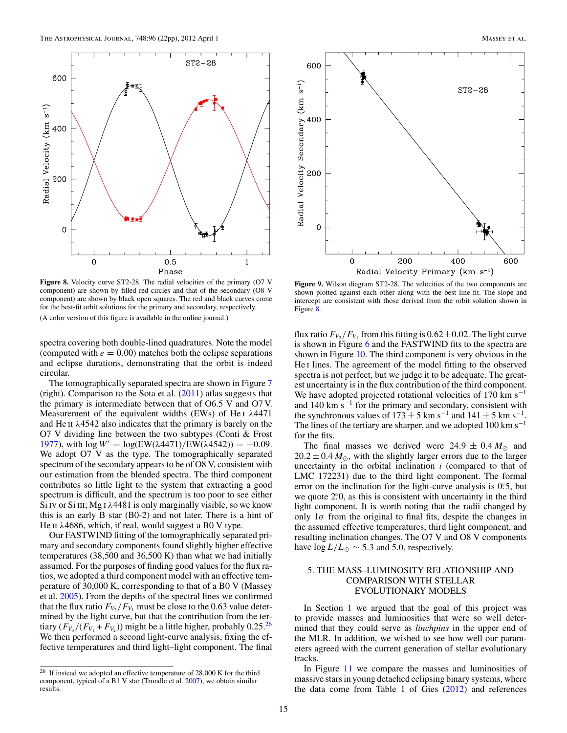**Figure 8.** Velocity curve ST2-28. The radial velocities of the primary (O7 V component) are shown by filled red circles and that of the secondary (O8 V component) are shown by black open squares. The red and black curves come for the best-fit orbit solutions for the primary and secondary, respectively.

(A color version of this figure is available in the online journal.)

**Figure 9.** Wilson diagram ST2-28. The velocities of the two components are shown plotted against each other along with the best line fit. The slope and intercept are consistent with those derived from the orbit solution shown in Figure 8.

spectra covering both double-lined quadratures. Note the model (computed with $e = 0.00$) matches both the eclipse separations and eclipse durations, demonstrating that the orbit is indeed circular.

The tomographically separated spectra are shown in Figure 7 (right). Comparison to the Sota et al. (2011) atlas suggests that the primary is intermediate between that of O6.5 V and O7 V. Measurement of the equivalent widths (EWs) of He I λ4471 and He II λ4542 also indicates that the primary is barely on the O7 V dividing line between the two subtypes (Conti & Frost 1977), with $\log W' = \log(\mathrm{EW}(\lambda4471)/\mathrm{EW}(\lambda4542)) = -0.09$. We adopt O7 V as the type. The tomographically separated spectrum of the secondary appears to be of O8 V, consistent with our estimation from the blended spectra. The third component contributes so little light to the system that extracting a good spectrum is difficult, and the spectrum is too poor to see either Si IV or Si III; Mg I λ4481 is only marginally visible, so we know this is an early B star (B0-2) and not later. There is a hint of He II λ4686, which, if real, would suggest a B0 V type.

Our FASTWIND fitting of the tomographically separated primary and secondary components found slightly higher effective temperatures (38,500 and 36,500 K) than what we had initially assumed. For the purposes of finding good values for the flux ratios, we adopted a third component model with an effective temperature of 30,000 K, corresponding to that of a B0 V (Massey et al. 2005). From the depths of the spectral lines we confirmed that the flux ratio $F_{V_2}/F_{V_1}$ must be close to the 0.63 value determined by the light curve, but that the contribution from the tertiary ($F_{V_3}/(F_{V_1}+F_{V_2})$) might be a little higher, probably 0.25.[26] We then performed a second light-curve analysis, fixing the effective temperatures and third light–light component. The final flux ratio $F_{V_2}/F_{V_1}$ from this fitting is $0.62 \pm 0.02$. The light curve is shown in Figure 6 and the FASTWIND fits to the spectra are shown in Figure 10. The third component is very obvious in the He I lines. The agreement of the model fitting to the observed spectra is not perfect, but we judge it to be adequate. The greatest uncertainty is in the flux contribution of the third component. We have adopted projected rotational velocities of 170 km s$^{-1}$ and 140 km s$^{-1}$ for the primary and secondary, consistent with the synchronous values of $173 \pm 5$ km s$^{-1}$ and $141 \pm 5$ km s$^{-1}$. The lines of the tertiary are sharper, and we adopted 100 km s$^{-1}$ for the fits.

The final masses we derived were $24.9 \pm 0.4\,M_\odot$ and $20.2 \pm 0.4\,M_\odot$, with the slightly larger errors due to the larger uncertainty in the orbital inclination $i$ (compared to that of LMC 172231) due to the third light component. The formal error on the inclination for the light-curve analysis is $0\overset{\circ}{.}5$, but we quote $2\overset{\circ}{.}0$, as this is consistent with uncertainty in the third light component. It is worth noting that the radii changed by only $1\sigma$ from the original to final fits, despite the changes in the assumed effective temperatures, third light component, and resulting inclination changes. The O7 V and O8 V components have $\log L/L_\odot \sim 5.3$ and 5.0, respectively.

## 5. THE MASS–LUMINOSITY RELATIONSHIP AND COMPARISON WITH STELLAR EVOLUTIONARY MODELS

In Section 1 we argued that the goal of this project was to provide masses and luminosities that were so well determined that they could serve as *linchpins* in the upper end of the MLR. In addition, we wished to see how well our parameters agreed with the current generation of stellar evolutionary tracks.

In Figure 11 we compare the masses and luminosities of massive stars in young detached eclipsing binary systems, where the data come from Table 1 of Gies (2012) and references

[26] If instead we adopted an effective temperature of 28,000 K for the third component, typical of a B1 V star (Trundle et al. 2007), we obtain similar results.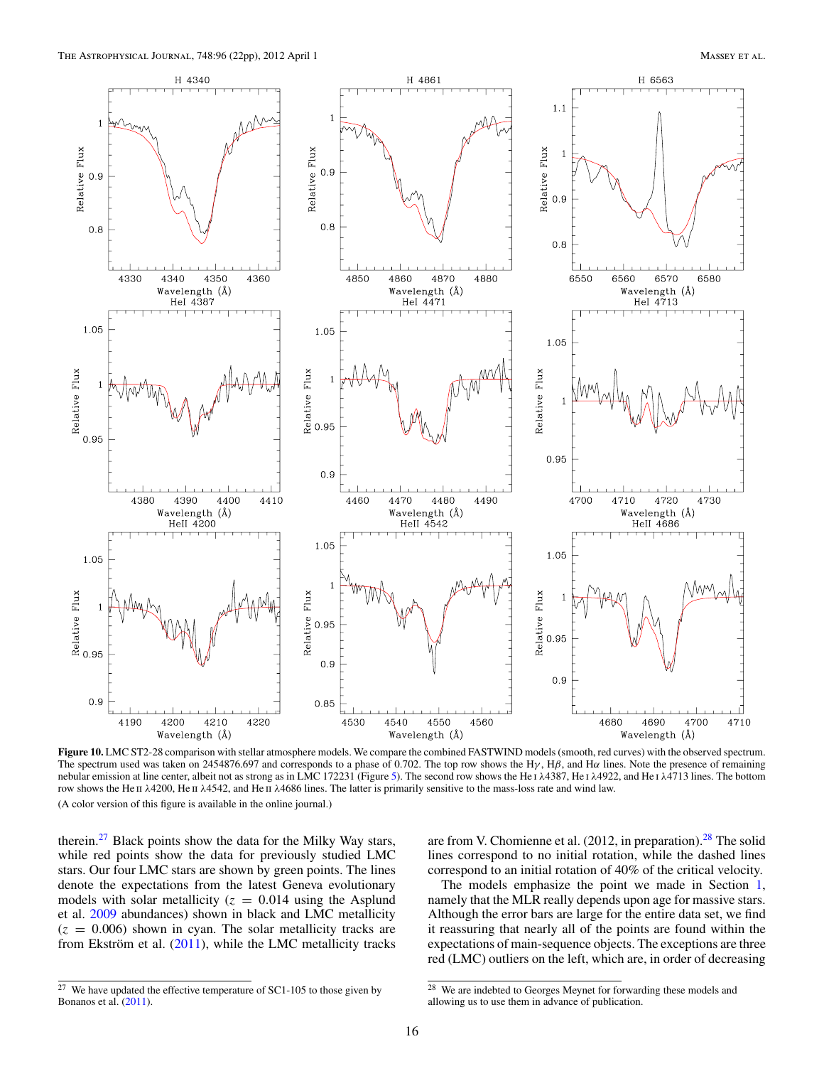**Figure 10.** LMC ST2-28 comparison with stellar atmosphere models. We compare the combined FASTWIND models (smooth, red curves) with the observed spectrum. The spectrum used was taken on 2454876.697 and corresponds to a phase of 0.702. The top row shows the H$\gamma$, H$\beta$, and H$\alpha$ lines. Note the presence of remaining nebular emission at line center, albeit not as strong as in LMC 172231 (Figure 5). The second row shows the He I $\lambda$4387, He I $\lambda$4922, and He I $\lambda$4713 lines. The bottom row shows the He II $\lambda$4200, He II $\lambda$4542, and He II $\lambda$4686 lines. The latter is primarily sensitive to the mass-loss rate and wind law.

(A color version of this figure is available in the online journal.)

therein.[27] Black points show the data for the Milky Way stars, while red points show the data for previously studied LMC stars. Our four LMC stars are shown by green points. The lines denote the expectations from the latest Geneva evolutionary models with solar metallicity ($z = 0.014$ using the Asplund et al. 2009 abundances) shown in black and LMC metallicity ($z = 0.006$) shown in cyan. The solar metallicity tracks are from Ekström et al. (2011), while the LMC metallicity tracks are from V. Chomienne et al. (2012, in preparation).[28] The solid lines correspond to no initial rotation, while the dashed lines correspond to an initial rotation of 40% of the critical velocity.

The models emphasize the point we made in Section 1, namely that the MLR really depends upon age for massive stars. Although the error bars are large for the entire data set, we find it reassuring that nearly all of the points are found within the expectations of main-sequence objects. The exceptions are three red (LMC) outliers on the left, which are, in order of decreasing

[27] We have updated the effective temperature of SC1-105 to those given by Bonanos et al. (2011).

[28] We are indebted to Georges Meynet for forwarding these models and allowing us to use them in advance of publication.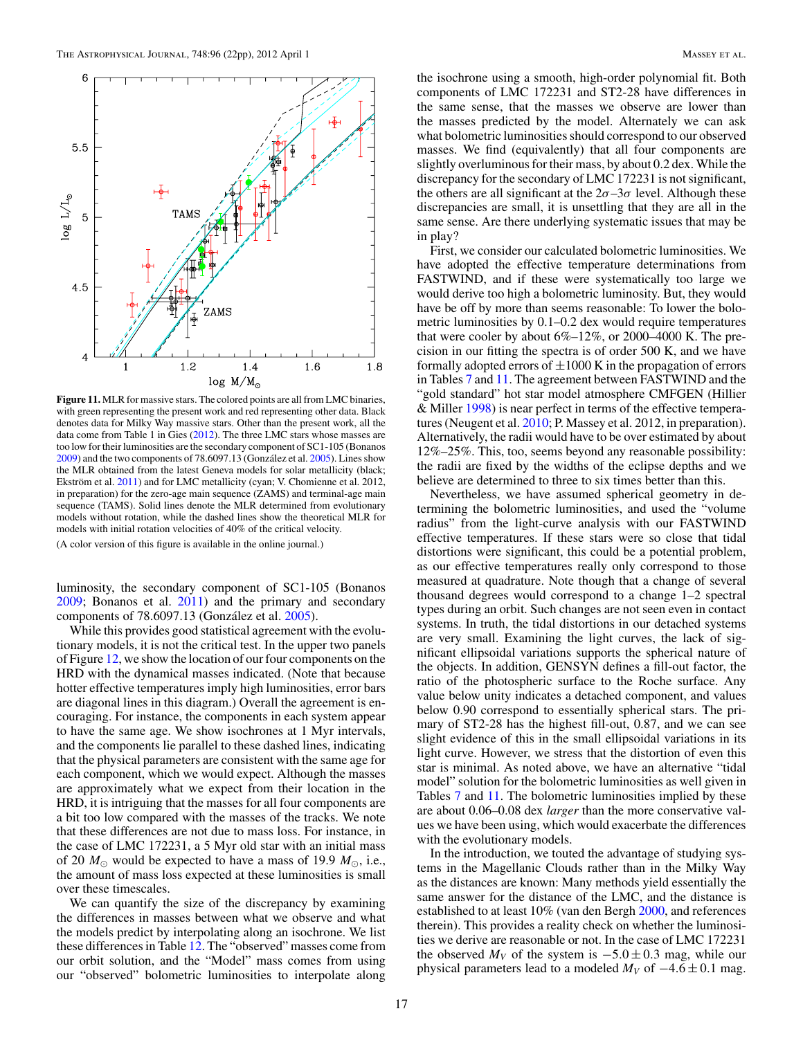**Figure 11.** MLR for massive stars. The colored points are all from LMC binaries, with green representing the present work and red representing other data. Black denotes data for Milky Way massive stars. Other than the present work, all the data come from Table 1 in Gies (2012). The three LMC stars whose masses are too low for their luminosities are the secondary component of SC1-105 (Bonanos 2009) and the two components of 78.6097.13 (González et al. 2005). Lines show the MLR obtained from the latest Geneva models for solar metallicity (black; Ekström et al. 2011) and for LMC metallicity (cyan; V. Chomienne et al. 2012, in preparation) for the zero-age main sequence (ZAMS) and terminal-age main sequence (TAMS). Solid lines denote the MLR determined from evolutionary models without rotation, while the dashed lines show the theoretical MLR for models with initial rotation velocities of 40% of the critical velocity.

(A color version of this figure is available in the online journal.)

luminosity, the secondary component of SC1-105 (Bonanos 2009; Bonanos et al. 2011) and the primary and secondary components of 78.6097.13 (González et al. 2005).

While this provides good statistical agreement with the evolutionary models, it is not the critical test. In the upper two panels of Figure 12, we show the location of our four components on the HRD with the dynamical masses indicated. (Note that because hotter effective temperatures imply high luminosities, error bars are diagonal lines in this diagram.) Overall the agreement is encouraging. For instance, the components in each system appear to have the same age. We show isochrones at 1 Myr intervals, and the components lie parallel to these dashed lines, indicating that the physical parameters are consistent with the same age for each component, which we would expect. Although the masses are approximately what we expect from their location in the HRD, it is intriguing that the masses for all four components are a bit too low compared with the masses of the tracks. We note that these differences are not due to mass loss. For instance, in the case of LMC 172231, a 5 Myr old star with an initial mass of 20 $M_{\odot}$ would be expected to have a mass of 19.9 $M_{\odot}$, i.e., the amount of mass loss expected at these luminosities is small over these timescales.

We can quantify the size of the discrepancy by examining the differences in masses between what we observe and what the models predict by interpolating along an isochrone. We list these differences in Table 12. The "observed" masses come from our orbit solution, and the "Model" mass comes from using our "observed" bolometric luminosities to interpolate along the isochrone using a smooth, high-order polynomial fit. Both components of LMC 172231 and ST2-28 have differences in the same sense, that the masses we observe are lower than the masses predicted by the model. Alternately we can ask what bolometric luminosities should correspond to our observed masses. We find (equivalently) that all four components are slightly overluminous for their mass, by about 0.2 dex. While the discrepancy for the secondary of LMC 172231 is not significant, the others are all significant at the $2\sigma$–$3\sigma$ level. Although these discrepancies are small, it is unsettling that they are all in the same sense. Are there underlying systematic issues that may be in play?

First, we consider our calculated bolometric luminosities. We have adopted the effective temperature determinations from FASTWIND, and if these were systematically too large we would derive too high a bolometric luminosity. But, they would have be off by more than seems reasonable: To lower the bolometric luminosities by 0.1–0.2 dex would require temperatures that were cooler by about 6%–12%, or 2000–4000 K. The precision in our fitting the spectra is of order 500 K, and we have formally adopted errors of $\pm 1000$ K in the propagation of errors in Tables 7 and 11. The agreement between FASTWIND and the "gold standard" hot star model atmosphere CMFGEN (Hillier & Miller 1998) is near perfect in terms of the effective temperatures (Neugent et al. 2010; P. Massey et al. 2012, in preparation). Alternatively, the radii would have to be over estimated by about 12%–25%. This, too, seems beyond any reasonable possibility: the radii are fixed by the widths of the eclipse depths and we believe are determined to three to six times better than this.

Nevertheless, we have assumed spherical geometry in determining the bolometric luminosities, and used the "volume radius" from the light-curve analysis with our FASTWIND effective temperatures. If these stars were so close that tidal distortions were significant, this could be a potential problem, as our effective temperatures really only correspond to those measured at quadrature. Note though that a change of several thousand degrees would correspond to a change 1–2 spectral types during an orbit. Such changes are not seen even in contact systems. In truth, the tidal distortions in our detached systems are very small. Examining the light curves, the lack of significant ellipsoidal variations supports the spherical nature of the objects. In addition, GENSYN defines a fill-out factor, the ratio of the photospheric surface to the Roche surface. Any value below unity indicates a detached component, and values below 0.90 correspond to essentially spherical stars. The primary of ST2-28 has the highest fill-out, 0.87, and we can see slight evidence of this in the small ellipsoidal variations in its light curve. However, we stress that the distortion of even this star is minimal. As noted above, we have an alternative "tidal model" solution for the bolometric luminosities as well given in Tables 7 and 11. The bolometric luminosities implied by these are about 0.06–0.08 dex *larger* than the more conservative values we have been using, which would exacerbate the differences with the evolutionary models.

In the introduction, we touted the advantage of studying systems in the Magellanic Clouds rather than in the Milky Way as the distances are known: Many methods yield essentially the same answer for the distance of the LMC, and the distance is established to at least 10% (van den Bergh 2000, and references therein). This provides a reality check on whether the luminosities we derive are reasonable or not. In the case of LMC 172231 the observed $M_V$ of the system is $-5.0 \pm 0.3$ mag, while our physical parameters lead to a modeled $M_V$ of $-4.6 \pm 0.1$ mag.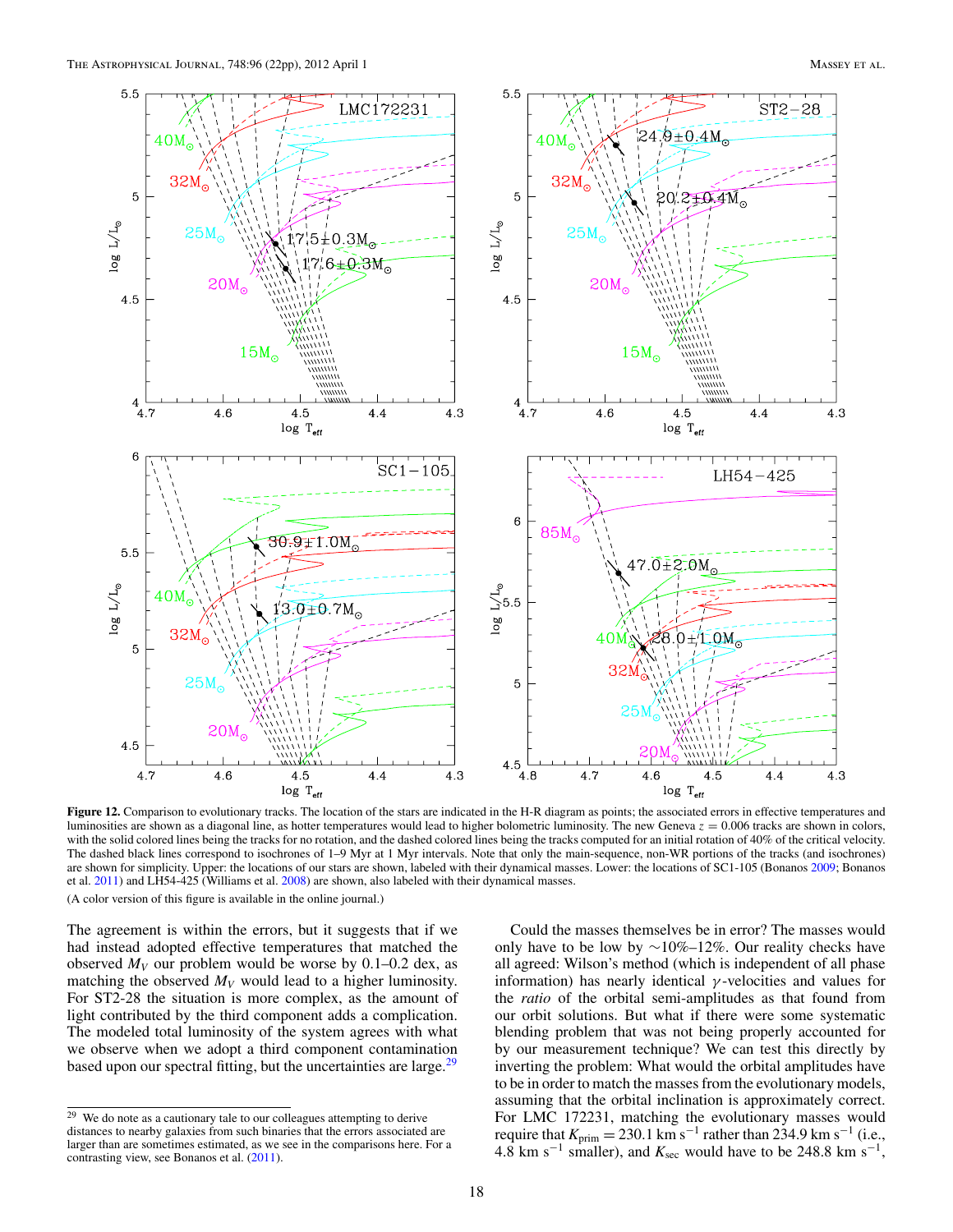**Figure 12.** Comparison to evolutionary tracks. The location of the stars are indicated in the H-R diagram as points; the associated errors in effective temperatures and luminosities are shown as a diagonal line, as hotter temperatures would lead to higher bolometric luminosity. The new Geneva $z = 0.006$ tracks are shown in colors, with the solid colored lines being the tracks for no rotation, and the dashed colored lines being the tracks computed for an initial rotation of 40% of the critical velocity. The dashed black lines correspond to isochrones of 1–9 Myr at 1 Myr intervals. Note that only the main-sequence, non-WR portions of the tracks (and isochrones) are shown for simplicity. Upper: the locations of our stars are shown, labeled with their dynamical masses. Lower: the locations of SC1-105 (Bonanos 2009; Bonanos et al. 2011) and LH54-425 (Williams et al. 2008) are shown, also labeled with their dynamical masses.

(A color version of this figure is available in the online journal.)

The agreement is within the errors, but it suggests that if we had instead adopted effective temperatures that matched the observed $M_V$ our problem would be worse by 0.1–0.2 dex, as matching the observed $M_V$ would lead to a higher luminosity. For ST2-28 the situation is more complex, as the amount of light contributed by the third component adds a complication. The modeled total luminosity of the system agrees with what we observe when we adopt a third component contamination based upon our spectral fitting, but the uncertainties are large.[29]

Could the masses themselves be in error? The masses would only have to be low by ∼10%–12%. Our reality checks have all agreed: Wilson's method (which is independent of all phase information) has nearly identical $\gamma$-velocities and values for the *ratio* of the orbital semi-amplitudes as that found from our orbit solutions. But what if there were some systematic blending problem that was not being properly accounted for by our measurement technique? We can test this directly by inverting the problem: What would the orbital amplitudes have to be in order to match the masses from the evolutionary models, assuming that the orbital inclination is approximately correct. For LMC 172231, matching the evolutionary masses would require that $K_{\rm prim} = 230.1$ km s$^{-1}$ rather than 234.9 km s$^{-1}$ (i.e., 4.8 km s$^{-1}$ smaller), and $K_{\rm sec}$ would have to be 248.8 km s$^{-1}$,

[29] We do note as a cautionary tale to our colleagues attempting to derive distances to nearby galaxies from such binaries that the errors associated are larger than are sometimes estimated, as we see in the comparisons here. For a contrasting view, see Bonanos et al. (2011).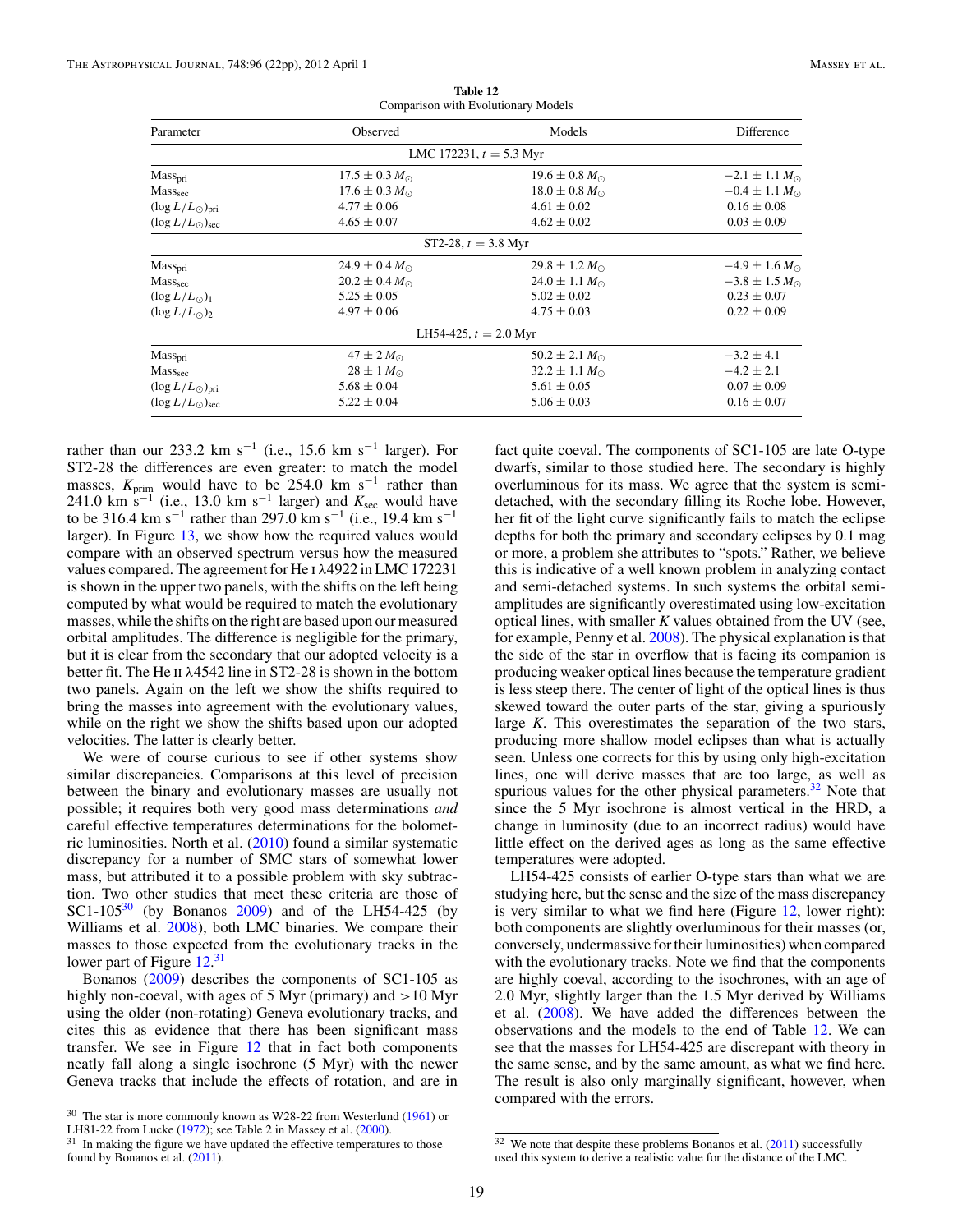**Table 12**
Comparison with Evolutionary Models

| Parameter | Observed | Models | Difference |
|---|---|---|---|
| LMC 172231, $t = 5.3$ Myr | | | |
| $\text{Mass}_{\text{pri}}$ | $17.5 \pm 0.3\,M_\odot$ | $19.6 \pm 0.8\,M_\odot$ | $-2.1 \pm 1.1\,M_\odot$ |
| $\text{Mass}_{\text{sec}}$ | $17.6 \pm 0.3\,M_\odot$ | $18.0 \pm 0.8\,M_\odot$ | $-0.4 \pm 1.1\,M_\odot$ |
| $(\log L/L_\odot)_{\text{pri}}$ | $4.77 \pm 0.06$ | $4.61 \pm 0.02$ | $0.16 \pm 0.08$ |
| $(\log L/L_\odot)_{\text{sec}}$ | $4.65 \pm 0.07$ | $4.62 \pm 0.02$ | $0.03 \pm 0.09$ |
| ST2-28, $t = 3.8$ Myr | | | |
| $\text{Mass}_{\text{pri}}$ | $24.9 \pm 0.4\,M_\odot$ | $29.8 \pm 1.2\,M_\odot$ | $-4.9 \pm 1.6\,M_\odot$ |
| $\text{Mass}_{\text{sec}}$ | $20.2 \pm 0.4\,M_\odot$ | $24.0 \pm 1.1\,M_\odot$ | $-3.8 \pm 1.5\,M_\odot$ |
| $(\log L/L_\odot)_1$ | $5.25 \pm 0.05$ | $5.02 \pm 0.02$ | $0.23 \pm 0.07$ |
| $(\log L/L_\odot)_2$ | $4.97 \pm 0.06$ | $4.75 \pm 0.03$ | $0.22 \pm 0.09$ |
| LH54-425, $t = 2.0$ Myr | | | |
| $\text{Mass}_{\text{pri}}$ | $47 \pm 2\,M_\odot$ | $50.2 \pm 2.1\,M_\odot$ | $-3.2 \pm 4.1$ |
| $\text{Mass}_{\text{sec}}$ | $28 \pm 1\,M_\odot$ | $32.2 \pm 1.1\,M_\odot$ | $-4.2 \pm 2.1$ |
| $(\log L/L_\odot)_{\text{pri}}$ | $5.68 \pm 0.04$ | $5.61 \pm 0.05$ | $0.07 \pm 0.09$ |
| $(\log L/L_\odot)_{\text{sec}}$ | $5.22 \pm 0.04$ | $5.06 \pm 0.03$ | $0.16 \pm 0.07$ |

rather than our 233.2 km s$^{-1}$ (i.e., 15.6 km s$^{-1}$ larger). For ST2-28 the differences are even greater: to match the model masses, $K_{\text{prim}}$ would have to be 254.0 km s$^{-1}$ rather than 241.0 km s$^{-1}$ (i.e., 13.0 km s$^{-1}$ larger) and $K_{\text{sec}}$ would have to be 316.4 km s$^{-1}$ rather than 297.0 km s$^{-1}$ (i.e., 19.4 km s$^{-1}$ larger). In Figure 13, we show how the required values would compare with an observed spectrum versus how the measured values compared. The agreement for He I $\lambda$4922 in LMC 172231 is shown in the upper two panels, with the shifts on the left being computed by what would be required to match the evolutionary masses, while the shifts on the right are based upon our measured orbital amplitudes. The difference is negligible for the primary, but it is clear from the secondary that our adopted velocity is a better fit. The He II $\lambda$4542 line in ST2-28 is shown in the bottom two panels. Again on the left we show the shifts required to bring the masses into agreement with the evolutionary values, while on the right we show the shifts based upon our adopted velocities. The latter is clearly better.

We were of course curious to see if other systems show similar discrepancies. Comparisons at this level of precision between the binary and evolutionary masses are usually not possible; it requires both very good mass determinations *and* careful effective temperatures determinations for the bolometric luminosities. North et al. (2010) found a similar systematic discrepancy for a number of SMC stars of somewhat lower mass, but attributed it to a possible problem with sky subtraction. Two other studies that meet these criteria are those of SC1-105[30] (by Bonanos 2009) and of the LH54-425 (by Williams et al. 2008), both LMC binaries. We compare their masses to those expected from the evolutionary tracks in the lower part of Figure 12.[31]

Bonanos (2009) describes the components of SC1-105 as highly non-coeval, with ages of 5 Myr (primary) and >10 Myr using the older (non-rotating) Geneva evolutionary tracks, and cites this as evidence that there has been significant mass transfer. We see in Figure 12 that in fact both components neatly fall along a single isochrone (5 Myr) with the newer Geneva tracks that include the effects of rotation, and are in fact quite coeval. The components of SC1-105 are late O-type dwarfs, similar to those studied here. The secondary is highly overluminous for its mass. We agree that the system is semi-detached, with the secondary filling its Roche lobe. However, her fit of the light curve significantly fails to match the eclipse depths for both the primary and secondary eclipses by 0.1 mag or more, a problem she attributes to "spots." Rather, we believe this is indicative of a well known problem in analyzing contact and semi-detached systems. In such systems the orbital semi-amplitudes are significantly overestimated using low-excitation optical lines, with smaller $K$ values obtained from the UV (see, for example, Penny et al. 2008). The physical explanation is that the side of the star in overflow that is facing its companion is producing weaker optical lines because the temperature gradient is less steep there. The center of light of the optical lines is thus skewed toward the outer parts of the star, giving a spuriously large $K$. This overestimates the separation of the two stars, producing more shallow model eclipses than what is actually seen. Unless one corrects for this by using only high-excitation lines, one will derive masses that are too large, as well as spurious values for the other physical parameters.[32] Note that since the 5 Myr isochrone is almost vertical in the HRD, a change in luminosity (due to an incorrect radius) would have little effect on the derived ages as long as the same effective temperatures were adopted.

LH54-425 consists of earlier O-type stars than what we are studying here, but the sense and the size of the mass discrepancy is very similar to what we find here (Figure 12, lower right): both components are slightly overluminous for their masses (or, conversely, undermassive for their luminosities) when compared with the evolutionary tracks. Note we find that the components are highly coeval, according to the isochrones, with an age of 2.0 Myr, slightly larger than the 1.5 Myr derived by Williams et al. (2008). We have added the differences between the observations and the models to the end of Table 12. We can see that the masses for LH54-425 are discrepant with theory in the same sense, and by the same amount, as what we find here. The result is also only marginally significant, however, when compared with the errors.

[30] The star is more commonly known as W28-22 from Westerlund (1961) or LH81-22 from Lucke (1972); see Table 2 in Massey et al. (2000).

[31] In making the figure we have updated the effective temperatures to those found by Bonanos et al. (2011).

[32] We note that despite these problems Bonanos et al. (2011) successfully used this system to derive a realistic value for the distance of the LMC.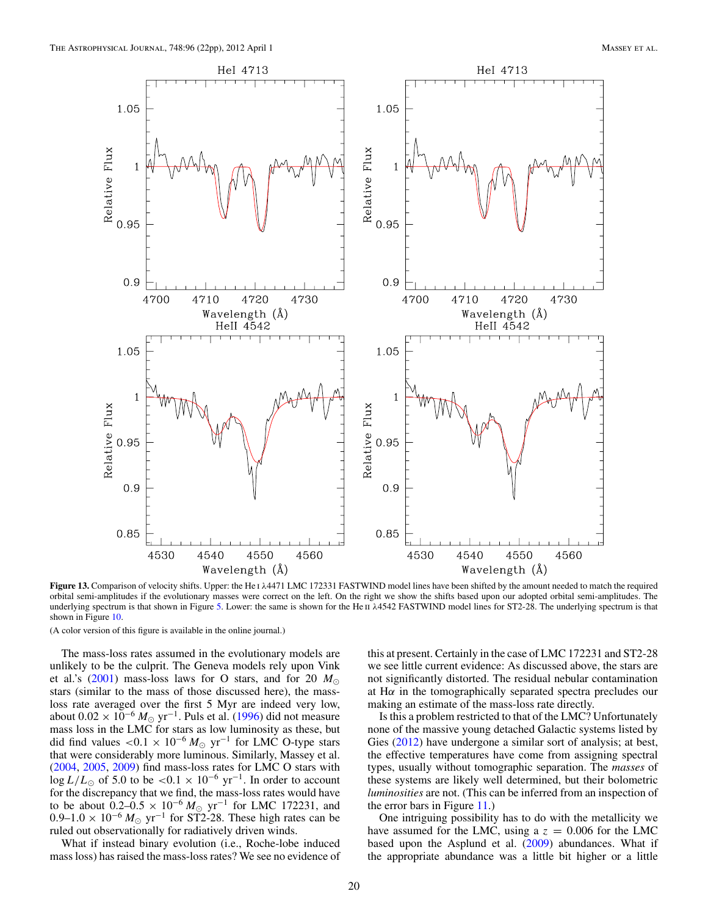**Figure 13.** Comparison of velocity shifts. Upper: the He I λ4471 LMC 172331 FASTWIND model lines have been shifted by the amount needed to match the required orbital semi-amplitudes if the evolutionary masses were correct on the left. On the right we show the shifts based upon our adopted orbital semi-amplitudes. The underlying spectrum is that shown in Figure 5. Lower: the same is shown for the He II λ4542 FASTWIND model lines for ST2-28. The underlying spectrum is that shown in Figure 10.

(A color version of this figure is available in the online journal.)

The mass-loss rates assumed in the evolutionary models are unlikely to be the culprit. The Geneva models rely upon Vink et al.'s (2001) mass-loss laws for O stars, and for 20 $M_\odot$ stars (similar to the mass of those discussed here), the mass-loss rate averaged over the first 5 Myr are indeed very low, about $0.02 \times 10^{-6}\,M_\odot\,\mathrm{yr}^{-1}$. Puls et al. (1996) did not measure mass loss in the LMC for stars as low luminosity as these, but did find values $<0.1 \times 10^{-6}\,M_\odot\,\mathrm{yr}^{-1}$ for LMC O-type stars that were considerably more luminous. Similarly, Massey et al. (2004, 2005, 2009) find mass-loss rates for LMC O stars with $\log L/L_\odot$ of 5.0 to be $<0.1 \times 10^{-6}\,\mathrm{yr}^{-1}$. In order to account for the discrepancy that we find, the mass-loss rates would have to be about $0.2$–$0.5 \times 10^{-6}\,M_\odot\,\mathrm{yr}^{-1}$ for LMC 172231, and $0.9$–$1.0 \times 10^{-6}\,M_\odot\,\mathrm{yr}^{-1}$ for ST2-28. These high rates can be ruled out observationally for radiatively driven winds.

What if instead binary evolution (i.e., Roche-lobe induced mass loss) has raised the mass-loss rates? We see no evidence of this at present. Certainly in the case of LMC 172231 and ST2-28 we see little current evidence: As discussed above, the stars are not significantly distorted. The residual nebular contamination at Hα in the tomographically separated spectra precludes our making an estimate of the mass-loss rate directly.

Is this a problem restricted to that of the LMC? Unfortunately none of the massive young detached Galactic systems listed by Gies (2012) have undergone a similar sort of analysis; at best, the effective temperatures have come from assigning spectral types, usually without tomographic separation. The *masses* of these systems are likely well determined, but their bolometric *luminosities* are not. (This can be inferred from an inspection of the error bars in Figure 11.)

One intriguing possibility has to do with the metallicity we have assumed for the LMC, using a $z = 0.006$ for the LMC based upon the Asplund et al. (2009) abundances. What if the appropriate abundance was a little bit higher or a little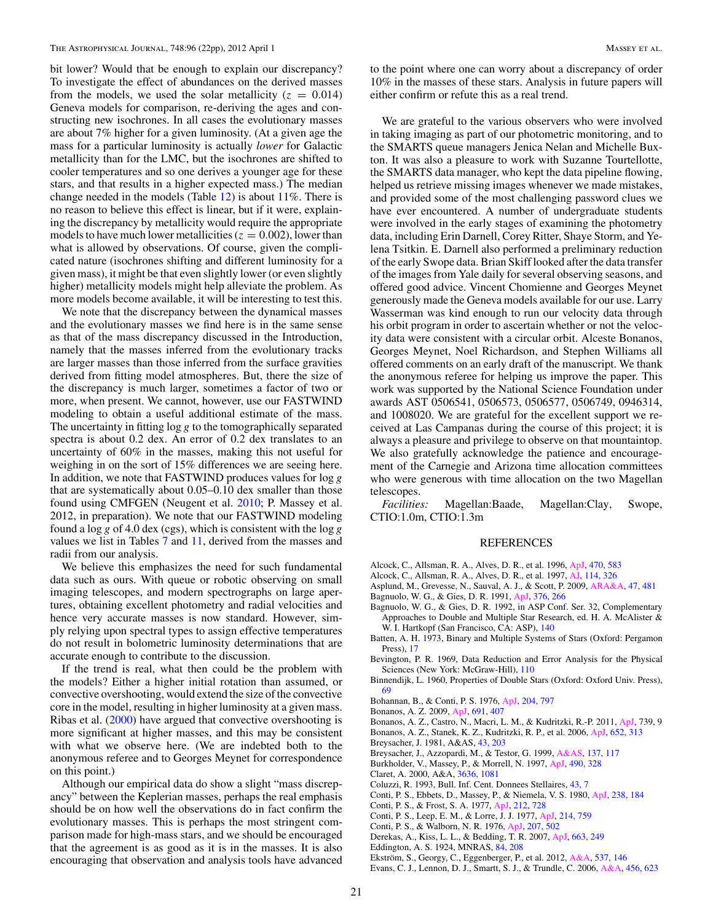bit lower? Would that be enough to explain our discrepancy? To investigate the effect of abundances on the derived masses from the models, we used the solar metallicity ($z = 0.014$) Geneva models for comparison, re-deriving the ages and constructing new isochrones. In all cases the evolutionary masses are about 7% higher for a given luminosity. (At a given age the mass for a particular luminosity is actually *lower* for Galactic metallicity than for the LMC, but the isochrones are shifted to cooler temperatures and so one derives a younger age for these stars, and that results in a higher expected mass.) The median change needed in the models (Table 12) is about 11%. There is no reason to believe this effect is linear, but if it were, explaining the discrepancy by metallicity would require the appropriate models to have much lower metallicities ($z = 0.002$), lower than what is allowed by observations. Of course, given the complicated nature (isochrones shifting and different luminosity for a given mass), it might be that even slightly lower (or even slightly higher) metallicity models might help alleviate the problem. As more models become available, it will be interesting to test this.

We note that the discrepancy between the dynamical masses and the evolutionary masses we find here is in the same sense as that of the mass discrepancy discussed in the Introduction, namely that the masses inferred from the evolutionary tracks are larger masses than those inferred from the surface gravities derived from fitting model atmospheres. But, there the size of the discrepancy is much larger, sometimes a factor of two or more, when present. We cannot, however, use our FASTWIND modeling to obtain a useful additional estimate of the mass. The uncertainty in fitting $\log g$ to the tomographically separated spectra is about 0.2 dex. An error of 0.2 dex translates to an uncertainty of 60% in the masses, making this not useful for weighing in on the sort of 15% differences we are seeing here. In addition, we note that FASTWIND produces values for $\log g$ that are systematically about 0.05–0.10 dex smaller than those found using CMFGEN (Neugent et al. 2010; P. Massey et al. 2012, in preparation). We note that our FASTWIND modeling found a $\log g$ of 4.0 dex (cgs), which is consistent with the $\log g$ values we list in Tables 7 and 11, derived from the masses and radii from our analysis.

We believe this emphasizes the need for such fundamental data such as ours. With queue or robotic observing on small imaging telescopes, and modern spectrographs on large apertures, obtaining excellent photometry and radial velocities and hence very accurate masses is now standard. However, simply relying upon spectral types to assign effective temperatures do not result in bolometric luminosity determinations that are accurate enough to contribute to the discussion.

If the trend is real, what then could be the problem with the models? Either a higher initial rotation than assumed, or convective overshooting, would extend the size of the convective core in the model, resulting in higher luminosity at a given mass. Ribas et al. (2000) have argued that convective overshooting is more significant at higher masses, and this may be consistent with what we observe here. (We are indebted both to the anonymous referee and to Georges Meynet for correspondence on this point.)

Although our empirical data do show a slight "mass discrepancy" between the Keplerian masses, perhaps the real emphasis should be on how well the observations do in fact confirm the evolutionary masses. This is perhaps the most stringent comparison made for high-mass stars, and we should be encouraged that the agreement is as good as it is in the masses. It is also encouraging that observation and analysis tools have advanced to the point where one can worry about a discrepancy of order 10% in the masses of these stars. Analysis in future papers will either confirm or refute this as a real trend.

We are grateful to the various observers who were involved in taking imaging as part of our photometric monitoring, and to the SMARTS queue managers Jenica Nelan and Michelle Buxton. It was also a pleasure to work with Suzanne Tourtellotte, the SMARTS data manager, who kept the data pipeline flowing, helped us retrieve missing images whenever we made mistakes, and provided some of the most challenging password clues we have ever encountered. A number of undergraduate students were involved in the early stages of examining the photometry data, including Erin Darnell, Corey Ritter, Shaye Storm, and Yelena Tsitkin. E. Darnell also performed a preliminary reduction of the early Swope data. Brian Skiff looked after the data transfer of the images from Yale daily for several observing seasons, and offered good advice. Vincent Chomienne and Georges Meynet generously made the Geneva models available for our use. Larry Wasserman was kind enough to run our velocity data through his orbit program in order to ascertain whether or not the velocity data were consistent with a circular orbit. Alceste Bonanos, Georges Meynet, Noel Richardson, and Stephen Williams all offered comments on an early draft of the manuscript. We thank the anonymous referee for helping us improve the paper. This work was supported by the National Science Foundation under awards AST 0506541, 0506573, 0506577, 0506749, 0946314, and 1008020. We are grateful for the excellent support we received at Las Campanas during the course of this project; it is always a pleasure and privilege to observe on that mountaintop. We also gratefully acknowledge the patience and encouragement of the Carnegie and Arizona time allocation committees who were generous with time allocation on the two Magellan telescopes.

*Facilities:* Magellan:Baade, Magellan:Clay, Swope, CTIO:1.0m, CTIO:1.3m

## REFERENCES

Alcock, C., Allsman, R. A., Alves, D. R., et al. 1996, ApJ, 470, 583
Alcock, C., Allsman, R. A., Alves, D. R., et al. 1997, AJ, 114, 326
Asplund, M., Grevesse, N., Sauval, A. J., & Scott, P. 2009, ARA&A, 47, 481
Bagnuolo, W. G., & Gies, D. R. 1991, ApJ, 376, 266
Bagnuolo, W. G., & Gies, D. R. 1992, in ASP Conf. Ser. 32, Complementary Approaches to Double and Multiple Star Research, ed. H. A. McAlister & W. I. Hartkopf (San Francisco, CA: ASP), 140
Batten, A. H. 1973, Binary and Multiple Systems of Stars (Oxford: Pergamon Press), 17
Bevington, P. R. 1969, Data Reduction and Error Analysis for the Physical Sciences (New York: McGraw-Hill), 110
Binnendijk, L. 1960, Properties of Double Stars (Oxford: Oxford Univ. Press), 69
Bohannan, B., & Conti, P. S. 1976, ApJ, 204, 797
Bonanos, A. Z. 2009, ApJ, 691, 407
Bonanos, A. Z., Castro, N., Macri, L. M., & Kudritzki, R.-P. 2011, ApJ, 739, 9
Bonanos, A. Z., Stanek, K. Z., Kudritzki, R. P., et al. 2006, ApJ, 652, 313
Breysacher, J. 1981, A&AS, 43, 203
Breysacher, J., Azzopardi, M., & Testor, G. 1999, A&AS, 137, 117
Burkholder, V., Massey, P., & Morrell, N. 1997, ApJ, 490, 328
Claret, A. 2000, A&A, 3636, 1081
Coluzzi, R. 1993, Bull. Inf. Cent. Donnees Stellaires, 43, 7
Conti, P. S., Ebbets, D., Massey, P., & Niemela, V. S. 1980, ApJ, 238, 184
Conti, P. S., & Frost, S. A. 1977, ApJ, 212, 728
Conti, P. S., Leep, E. M., & Lorre, J. J. 1977, ApJ, 214, 759
Conti, P. S., & Walborn, N. R. 1976, ApJ, 207, 502
Derekas, A., Kiss, L. L., & Bedding, T. R. 2007, ApJ, 663, 249
Eddington, A. S. 1924, MNRAS, 84, 208
Ekström, S., Georgy, C., Eggenberger, P., et al. 2012, A&A, 537, 146
Evans, C. J., Lennon, D. J., Smartt, S. J., & Trundle, C. 2006, A&A, 456, 623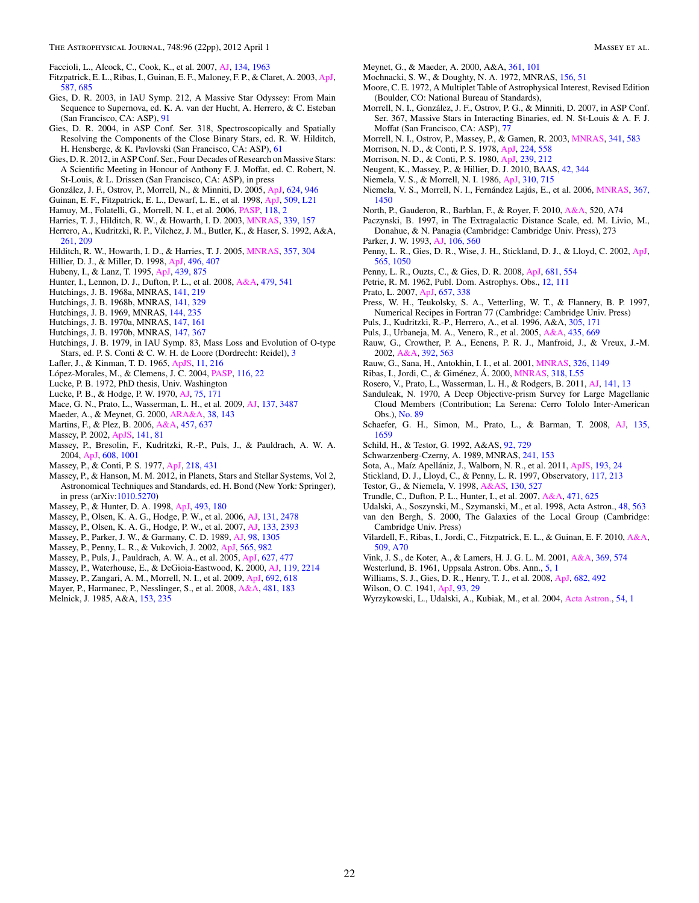Faccioli, L., Alcock, C., Cook, K., et al. 2007, AJ, 134, 1963
Fitzpatrick, E. L., Ribas, I., Guinan, E. F., Maloney, F. P., & Claret, A. 2003, ApJ, 587, 685
Gies, D. R. 2003, in IAU Symp. 212, A Massive Star Odyssey: From Main Sequence to Supernova, ed. K. A. van der Hucht, A. Herrero, & C. Esteban (San Francisco, CA: ASP), 91
Gies, D. R. 2004, in ASP Conf. Ser. 318, Spectroscopically and Spatially Resolving the Components of the Close Binary Stars, ed. R. W. Hilditch, H. Hensberge, & K. Pavlovski (San Francisco, CA: ASP), 61
Gies, D. R. 2012, in ASP Conf. Ser., Four Decades of Research on Massive Stars: A Scientific Meeting in Honour of Anthony F. J. Moffat, ed. C. Robert, N. St-Louis, & L. Drissen (San Francisco, CA: ASP), in press
González, J. F., Ostrov, P., Morrell, N., & Minniti, D. 2005, ApJ, 624, 946
Guinan, E. F., Fitzpatrick, E. L., Dewarf, L. E., et al. 1998, ApJ, 509, L21
Hamuy, M., Folatelli, G., Morrell, N. I., et al. 2006, PASP, 118, 2
Harries, T. J., Hilditch, R. W., & Howarth, I. D. 2003, MNRAS, 339, 157
Herrero, A., Kudritzki, R. P., Vilchez, J. M., Butler, K., & Haser, S. 1992, A&A, 261, 209
Hilditch, R. W., Howarth, I. D., & Harries, T. J. 2005, MNRAS, 357, 304
Hillier, D. J., & Miller, D. 1998, ApJ, 496, 407
Hubeny, I., & Lanz, T. 1995, ApJ, 439, 875
Hunter, I., Lennon, D. J., Dufton, P. L., et al. 2008, A&A, 479, 541
Hutchings, J. B. 1968a, MNRAS, 141, 219
Hutchings, J. B. 1968b, MNRAS, 141, 329
Hutchings, J. B. 1969, MNRAS, 144, 235
Hutchings, J. B. 1970a, MNRAS, 147, 161
Hutchings, J. B. 1970b, MNRAS, 147, 367
Hutchings, J. B. 1979, in IAU Symp. 83, Mass Loss and Evolution of O-type Stars, ed. P. S. Conti & C. W. H. de Loore (Dordrecht: Reidel), 3
Lafler, J., & Kinman, T. D. 1965, ApJS, 11, 216
López-Morales, M., & Clemens, J. C. 2004, PASP, 116, 22
Lucke, P. B. 1972, PhD thesis, Univ. Washington
Lucke, P. B., & Hodge, P. W. 1970, AJ, 75, 171
Mace, G. N., Prato, L., Wasserman, L. H., et al. 2009, AJ, 137, 3487
Maeder, A., & Meynet, G. 2000, ARA&A, 38, 143
Martins, F., & Plez, B. 2006, A&A, 457, 637
Massey, P. 2002, ApJS, 141, 81
Massey, P., Bresolin, F., Kudritzki, R.-P., Puls, J., & Pauldrach, A. W. A. 2004, ApJ, 608, 1001
Massey, P., & Conti, P. S. 1977, ApJ, 218, 431
Massey, P., & Hanson, M. M. 2012, in Planets, Stars and Stellar Systems, Vol 2, Astronomical Techniques and Standards, ed. H. Bond (New York: Springer), in press (arXiv:1010.5270)
Massey, P., & Hunter, D. A. 1998, ApJ, 493, 180
Massey, P., Olsen, K. A. G., Hodge, P. W., et al. 2006, AJ, 131, 2478
Massey, P., Olsen, K. A. G., Hodge, P. W., et al. 2007, AJ, 133, 2393
Massey, P., Parker, J. W., & Garmany, C. D. 1989, AJ, 98, 1305
Massey, P., Penny, L. R., & Vukovich, J. 2002, ApJ, 565, 982
Massey, P., Puls, J., Pauldrach, A. W. A., et al. 2005, ApJ, 627, 477
Massey, P., Waterhouse, E., & DeGioia-Eastwood, K. 2000, AJ, 119, 2214
Massey, P., Zangari, A. M., Morrell, N. I., et al. 2009, ApJ, 692, 618
Mayer, P., Harmanec, P., Nesslinger, S., et al. 2008, A&A, 481, 183
Melnick, J. 1985, A&A, 153, 235
Meynet, G., & Maeder, A. 2000, A&A, 361, 101
Mochnacki, S. W., & Doughty, N. A. 1972, MNRAS, 156, 51
Moore, C. E. 1972, A Multiplet Table of Astrophysical Interest, Revised Edition (Boulder, CO: National Bureau of Standards),
Morrell, N. I., González, J. F., Ostrov, P. G., & Minniti, D. 2007, in ASP Conf. Ser. 367, Massive Stars in Interacting Binaries, ed. N. St-Louis & A. F. J. Moffat (San Francisco, CA: ASP), 77
Morrell, N. I., Ostrov, P., Massey, P., & Gamen, R. 2003, MNRAS, 341, 583
Morrison, N. D., & Conti, P. S. 1978, ApJ, 224, 558
Morrison, N. D., & Conti, P. S. 1980, ApJ, 239, 212
Neugent, K., Massey, P., & Hillier, D. J. 2010, BAAS, 42, 344
Niemela, V. S., & Morrell, N. I. 1986, ApJ, 310, 715
Niemela, V. S., Morrell, N. I., Fernández Lajús, E., et al. 2006, MNRAS, 367, 1450
North, P., Gauderon, R., Barblan, F., & Royer, F. 2010, A&A, 520, A74
Paczynski, B. 1997, in The Extragalactic Distance Scale, ed. M. Livio, M., Donahue, & N. Panagia (Cambridge: Cambridge Univ. Press), 273
Parker, J. W. 1993, AJ, 106, 560
Penny, L. R., Gies, D. R., Wise, J. H., Stickland, D. J., & Lloyd, C. 2002, ApJ, 565, 1050
Penny, L. R., Ouzts, C., & Gies, D. R. 2008, ApJ, 681, 554
Petrie, R. M. 1962, Publ. Dom. Astrophys. Obs., 12, 111
Prato, L. 2007, ApJ, 657, 338
Press, W. H., Teukolsky, S. A., Vetterling, W. T., & Flannery, B. P. 1997, Numerical Recipes in Fortran 77 (Cambridge: Cambridge Univ. Press)
Puls, J., Kudritzki, R.-P., Herrero, A., et al. 1996, A&A, 305, 171
Puls, J., Urbaneja, M. A., Venero, R., et al. 2005, A&A, 435, 669
Rauw, G., Crowther, P. A., Eenens, P. R. J., Manfroid, J., & Vreux, J.-M. 2002, A&A, 392, 563
Rauw, G., Sana, H., Antokhin, I. I., et al. 2001, MNRAS, 326, 1149
Ribas, I., Jordi, C., & Giménez, Á. 2000, MNRAS, 318, L55
Rosero, V., Prato, L., Wasserman, L. H., & Rodgers, B. 2011, AJ, 141, 13
Sanduleak, N. 1970, A Deep Objective-prism Survey for Large Magellanic Cloud Members (Contribution; La Serena: Cerro Tololo Inter-American Obs.), No. 89
Schaefer, G. H., Simon, M., Prato, L., & Barman, T. 2008, AJ, 135, 1659
Schild, H., & Testor, G. 1992, A&AS, 92, 729
Schwarzenberg-Czerny, A. 1989, MNRAS, 241, 153
Sota, A., Maíz Apellániz, J., Walborn, N. R., et al. 2011, ApJS, 193, 24
Stickland, D. J., Lloyd, C., & Penny, L. R. 1997, Observatory, 117, 213
Testor, G., & Niemela, V. 1998, A&AS, 130, 527
Trundle, C., Dufton, P. L., Hunter, I., et al. 2007, A&A, 471, 625
Udalski, A., Soszynski, M., Szymanski, M., et al. 1998, Acta Astron., 48, 563
van den Bergh, S. 2000, The Galaxies of the Local Group (Cambridge: Cambridge Univ. Press)
Vilardell, F., Ribas, I., Jordi, C., Fitzpatrick, E. L., & Guinan, E. F. 2010, A&A, 509, A70
Vink, J. S., de Koter, A., & Lamers, H. J. G. L. M. 2001, A&A, 369, 574
Westerlund, B. 1961, Uppsala Astron. Obs. Ann., 5, 1
Williams, S. J., Gies, D. R., Henry, T. J., et al. 2008, ApJ, 682, 492
Wilson, O. C. 1941, ApJ, 93, 29
Wyrzykowski, L., Udalski, A., Kubiak, M., et al. 2004, Acta Astron., 54, 1